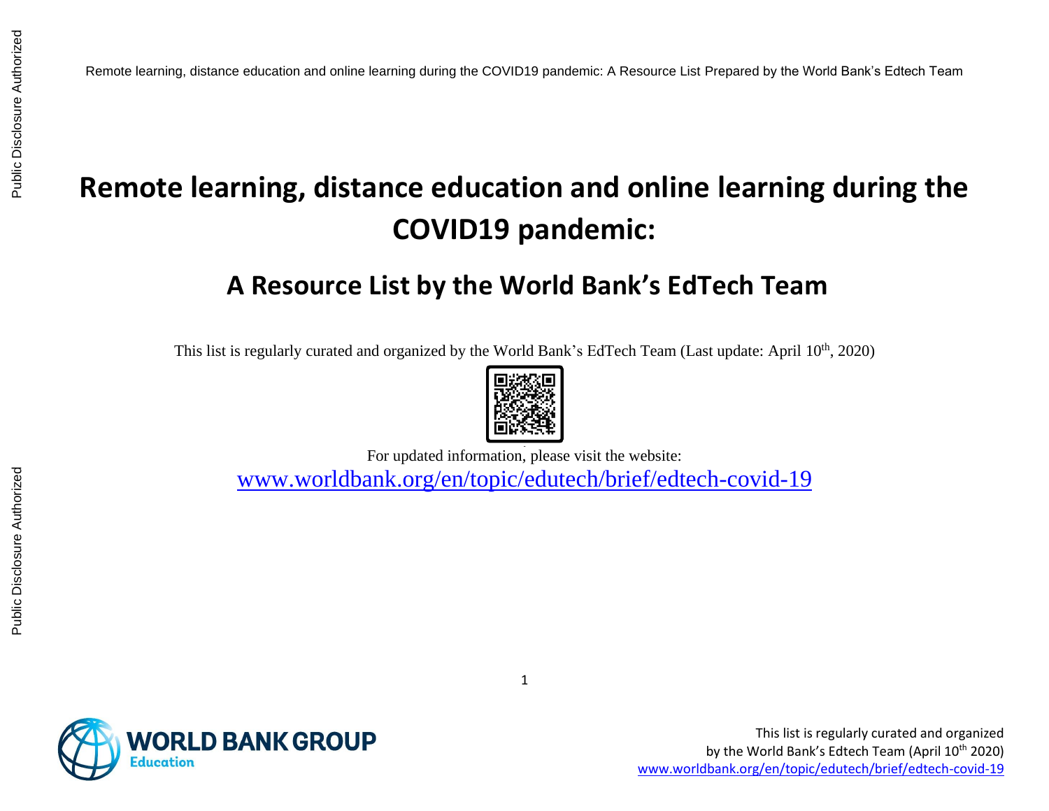# Remote learning, distance education and online learning during the COVID19 pandemic:

## A Resource List by the World Bank's EdTech Team

This list is regularly curated and organized by the World Bank's EdTech Team (Last update: April 10th, 2020)

For updated information, please visit the website:

[www.worldbank.org/en/topic/edutech/brief/edtech-covid-19](http://www.worldbank.org/en/topic/edutech/brief/edtech-covid-19)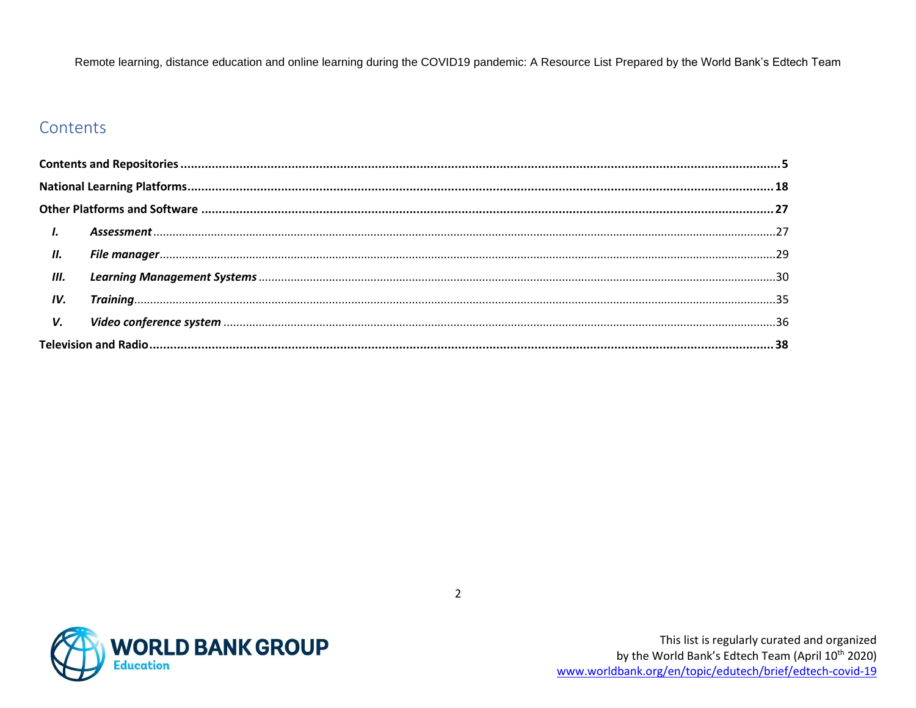## Contents

**Contents and Repositories** .......... **5**

**National Learning Platforms** .......... **18**

**Other Platforms and Software** .......... **27**

- ***I. Assessment*** .......... 27
- ***II. File manager*** .......... 29
- ***III. Learning Management Systems*** .......... 30
- ***IV. Training*** .......... 35
- ***V. Video conference system*** .......... 36

**Television and Radio** .......... **38**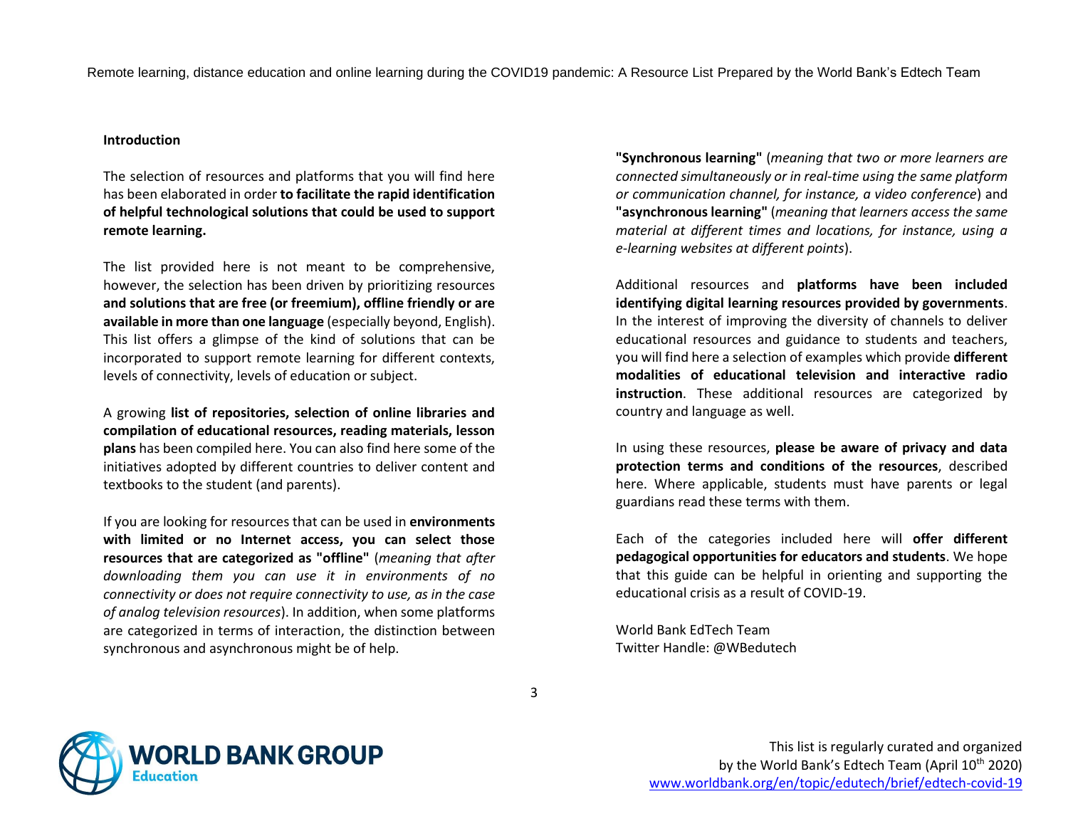## Introduction

The selection of resources and platforms that you will find here has been elaborated in order **to facilitate the rapid identification of helpful technological solutions that could be used to support remote learning.**

The list provided here is not meant to be comprehensive, however, the selection has been driven by prioritizing resources **and solutions that are free (or freemium), offline friendly or are available in more than one language** (especially beyond, English). This list offers a glimpse of the kind of solutions that can be incorporated to support remote learning for different contexts, levels of connectivity, levels of education or subject.

A growing **list of repositories, selection of online libraries and compilation of educational resources, reading materials, lesson plans** has been compiled here. You can also find here some of the initiatives adopted by different countries to deliver content and textbooks to the student (and parents).

If you are looking for resources that can be used in **environments with limited or no Internet access, you can select those resources that are categorized as "offline"** (*meaning that after downloading them you can use it in environments of no connectivity or does not require connectivity to use, as in the case of analog television resources*). In addition, when some platforms are categorized in terms of interaction, the distinction between synchronous and asynchronous might be of help.

**"Synchronous learning"** (*meaning that two or more learners are connected simultaneously or in real-time using the same platform or communication channel, for instance, a video conference*) and **"asynchronous learning"** (*meaning that learners access the same material at different times and locations, for instance, using a e-learning websites at different points*).

Additional resources and **platforms have been included identifying digital learning resources provided by governments**. In the interest of improving the diversity of channels to deliver educational resources and guidance to students and teachers, you will find here a selection of examples which provide **different modalities of educational television and interactive radio instruction**. These additional resources are categorized by country and language as well.

In using these resources, **please be aware of privacy and data protection terms and conditions of the resources**, described here. Where applicable, students must have parents or legal guardians read these terms with them.

Each of the categories included here will **offer different pedagogical opportunities for educators and students**. We hope that this guide can be helpful in orienting and supporting the educational crisis as a result of COVID-19.

World Bank EdTech Team
Twitter Handle: @WBedutech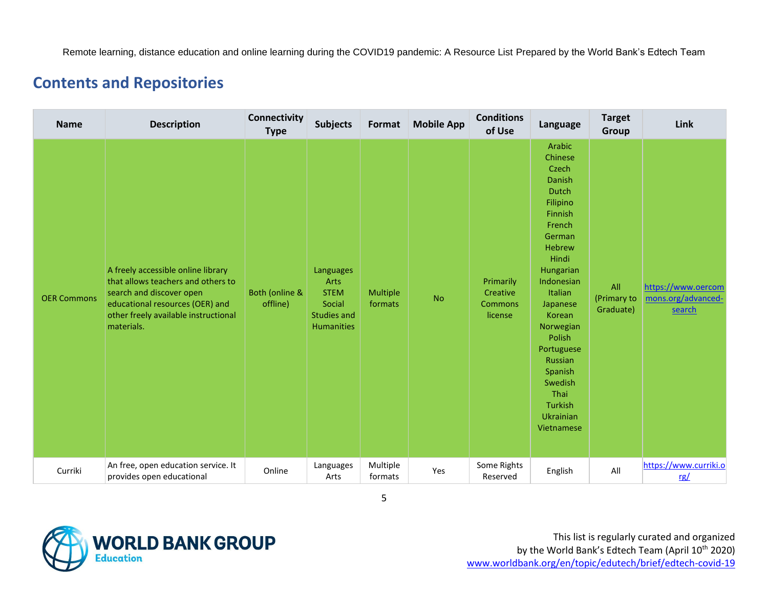## Contents and Repositories

| Name | Description | Connectivity Type | Subjects | Format | Mobile App | Conditions of Use | Language | Target Group | Link |
|---|---|---|---|---|---|---|---|---|---|
| OER Commons | A freely accessible online library that allows teachers and others to search and discover open educational resources (OER) and other freely available instructional materials. | Both (online & offline) | Languages<br>Arts<br>STEM<br>Social Studies and Humanities | Multiple formats | No | Primarily Creative Commons license | Arabic<br>Chinese<br>Czech<br>Danish<br>Dutch<br>Filipino<br>Finnish<br>French<br>German<br>Hebrew<br>Hindi<br>Hungarian<br>Indonesian<br>Italian<br>Japanese<br>Korean<br>Norwegian<br>Polish<br>Portuguese<br>Russian<br>Spanish<br>Swedish<br>Thai<br>Turkish<br>Ukrainian<br>Vietnamese | All (Primary to Graduate) | https://www.oercommons.org/advanced-search |
| Curriki | An free, open education service. It provides open educational | Online | Languages<br>Arts | Multiple formats | Yes | Some Rights Reserved | English | All | https://www.curriki.org/ |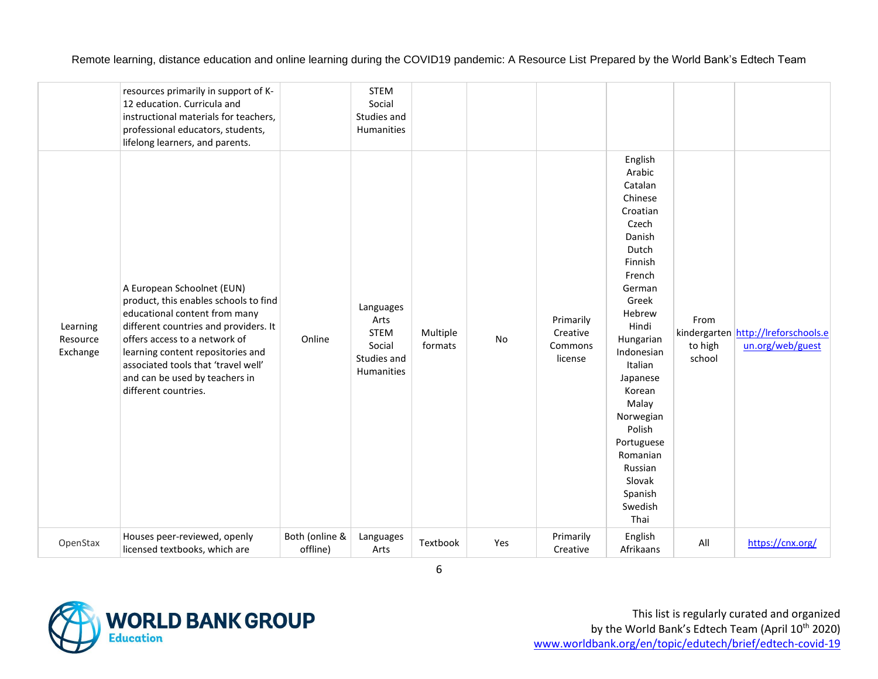| | | | | | | | | | |
|---|---|---|---|---|---|---|---|---|---|
| | resources primarily in support of K-12 education. Curricula and instructional materials for teachers, professional educators, students, lifelong learners, and parents. | | STEM<br>Social Studies and Humanities | | | | | | |
| Learning Resource Exchange | A European Schoolnet (EUN) product, this enables schools to find educational content from many different countries and providers. It offers access to a network of learning content repositories and associated tools that 'travel well' and can be used by teachers in different countries. | Online | Languages<br>Arts<br>STEM<br>Social Studies and Humanities | Multiple formats | No | Primarily Creative Commons license | English<br>Arabic<br>Catalan<br>Chinese<br>Croatian<br>Czech<br>Danish<br>Dutch<br>Finnish<br>French<br>German<br>Greek<br>Hebrew<br>Hindi<br>Hungarian<br>Indonesian<br>Italian<br>Japanese<br>Korean<br>Malay<br>Norwegian<br>Polish<br>Portuguese<br>Romanian<br>Russian<br>Slovak<br>Spanish<br>Swedish<br>Thai | From kindergarten to high school | http://lreforschools.eun.org/web/guest |
| OpenStax | Houses peer-reviewed, openly licensed textbooks, which are | Both (online & offline) | Languages<br>Arts | Textbook | Yes | Primarily Creative | English<br>Afrikaans | All | https://cnx.org/ |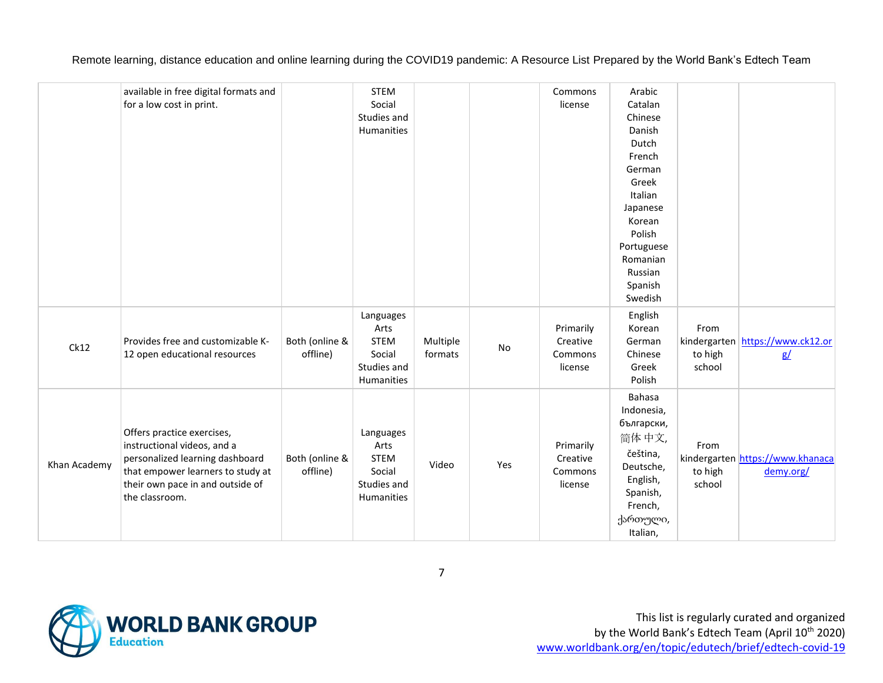| | | | | | | | | | |
|---|---|---|---|---|---|---|---|---|---|
| | available in free digital formats and for a low cost in print. | | STEM Social Studies and Humanities | | | Commons license | Arabic Catalan Chinese Danish Dutch French German Greek Italian Japanese Korean Polish Portuguese Romanian Russian Spanish Swedish | | |
| Ck12 | Provides free and customizable K-12 open educational resources | Both (online & offline) | Languages Arts STEM Social Studies and Humanities | Multiple formats | No | Primarily Creative Commons license | English Korean German Chinese Greek Polish | From kindergarten to high school | https://www.ck12.org/ |
| Khan Academy | Offers practice exercises, instructional videos, and a personalized learning dashboard that empower learners to study at their own pace in and outside of the classroom. | Both (online & offline) | Languages Arts STEM Social Studies and Humanities | Video | Yes | Primarily Creative Commons license | Bahasa Indonesia, български, 简体中文, čeština, Deutsche, English, Spanish, French, ქართული, Italian, | From kindergarten to high school | https://www.khanacademy.org/ |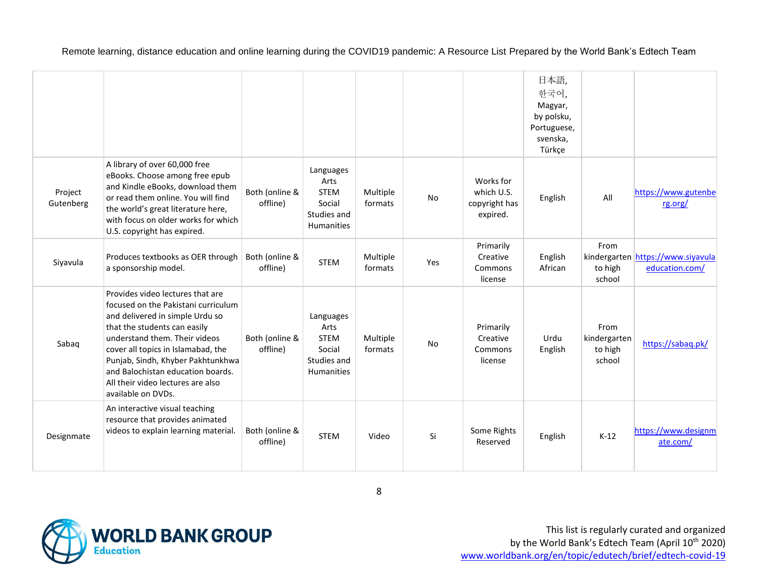| | | | | | | | 日本語, 한국어, Magyar, by polsku, Portuguese, svenska, Türkçe | | |
|---|---|---|---|---|---|---|---|---|---|
| Project Gutenberg | A library of over 60,000 free eBooks. Choose among free epub and Kindle eBooks, download them or read them online. You will find the world's great literature here, with focus on older works for which U.S. copyright has expired. | Both (online & offline) | Languages Arts STEM Social Studies and Humanities | Multiple formats | No | Works for which U.S. copyright has expired. | English | All | https://www.gutenberg.org/ |
| Siyavula | Produces textbooks as OER through a sponsorship model. | Both (online & offline) | STEM | Multiple formats | Yes | Primarily Creative Commons license | English African | From kindergarten to high school | https://www.siyavulaeducation.com/ |
| Sabaq | Provides video lectures that are focused on the Pakistani curriculum and delivered in simple Urdu so that the students can easily understand them. Their videos cover all topics in Islamabad, the Punjab, Sindh, Khyber Pakhtunkhwa and Balochistan education boards. All their video lectures are also available on DVDs. | Both (online & offline) | Languages Arts STEM Social Studies and Humanities | Multiple formats | No | Primarily Creative Commons license | Urdu English | From kindergarten to high school | https://sabaq.pk/ |
| Designmate | An interactive visual teaching resource that provides animated videos to explain learning material. | Both (online & offline) | STEM | Video | Si | Some Rights Reserved | English | K-12 | https://www.designmate.com/ |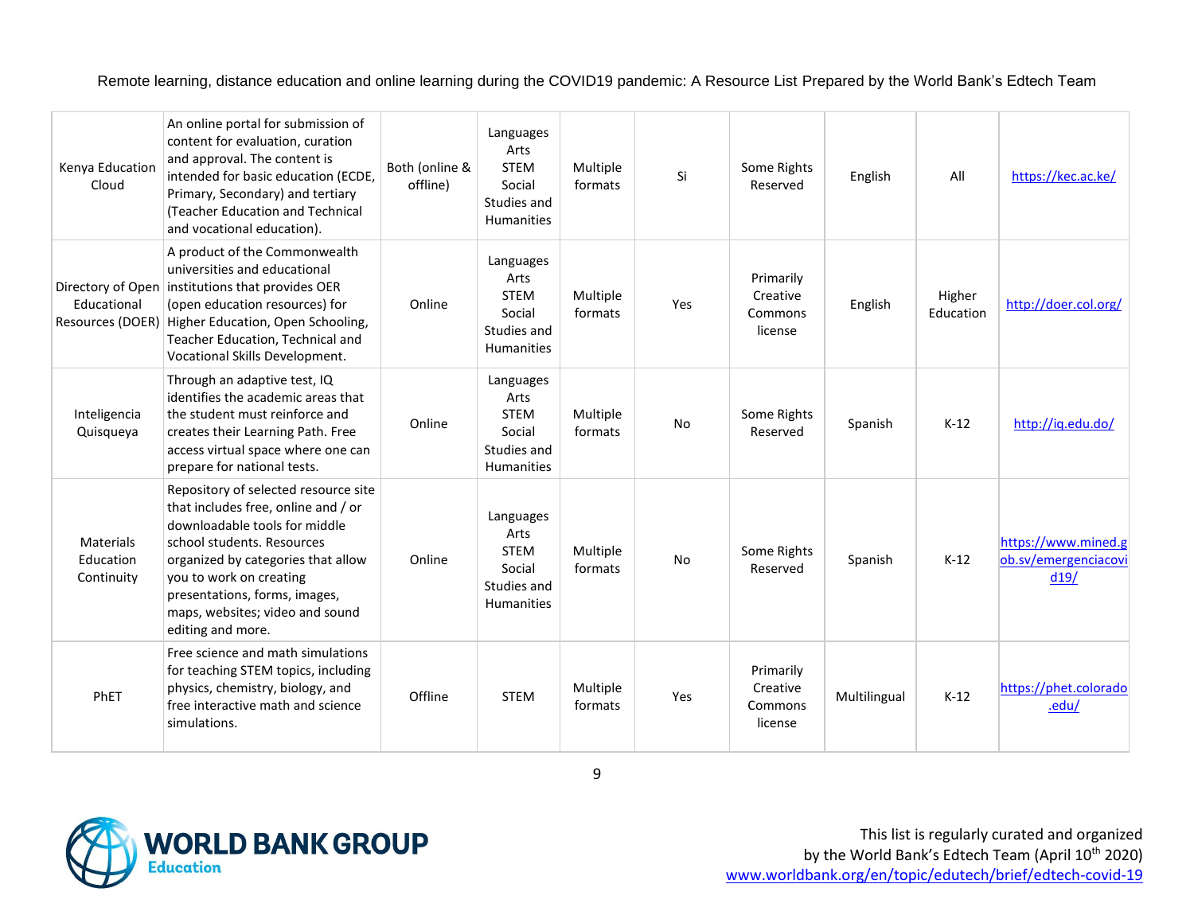| | | | | | | | | | |
|---|---|---|---|---|---|---|---|---|---|
| Kenya Education Cloud | An online portal for submission of content for evaluation, curation and approval. The content is intended for basic education (ECDE, Primary, Secondary) and tertiary (Teacher Education and Technical and vocational education). | Both (online & offline) | Languages Arts STEM Social Studies and Humanities | Multiple formats | Si | Some Rights Reserved | English | All | https://kec.ac.ke/ |
| Directory of Open Educational Resources (DOER) | A product of the Commonwealth universities and educational institutions that provides OER (open education resources) for Higher Education, Open Schooling, Teacher Education, Technical and Vocational Skills Development. | Online | Languages Arts STEM Social Studies and Humanities | Multiple formats | Yes | Primarily Creative Commons license | English | Higher Education | http://doer.col.org/ |
| Inteligencia Quisqueya | Through an adaptive test, IQ identifies the academic areas that the student must reinforce and creates their Learning Path. Free access virtual space where one can prepare for national tests. | Online | Languages Arts STEM Social Studies and Humanities | Multiple formats | No | Some Rights Reserved | Spanish | K-12 | http://iq.edu.do/ |
| Materials Education Continuity | Repository of selected resource site that includes free, online and / or downloadable tools for middle school students. Resources organized by categories that allow you to work on creating presentations, forms, images, maps, websites; video and sound editing and more. | Online | Languages Arts STEM Social Studies and Humanities | Multiple formats | No | Some Rights Reserved | Spanish | K-12 | https://www.mined.gob.sv/emergenciacovid19/ |
| PhET | Free science and math simulations for teaching STEM topics, including physics, chemistry, biology, and free interactive math and science simulations. | Offline | STEM | Multiple formats | Yes | Primarily Creative Commons license | Multilingual | K-12 | https://phet.colorado.edu/ |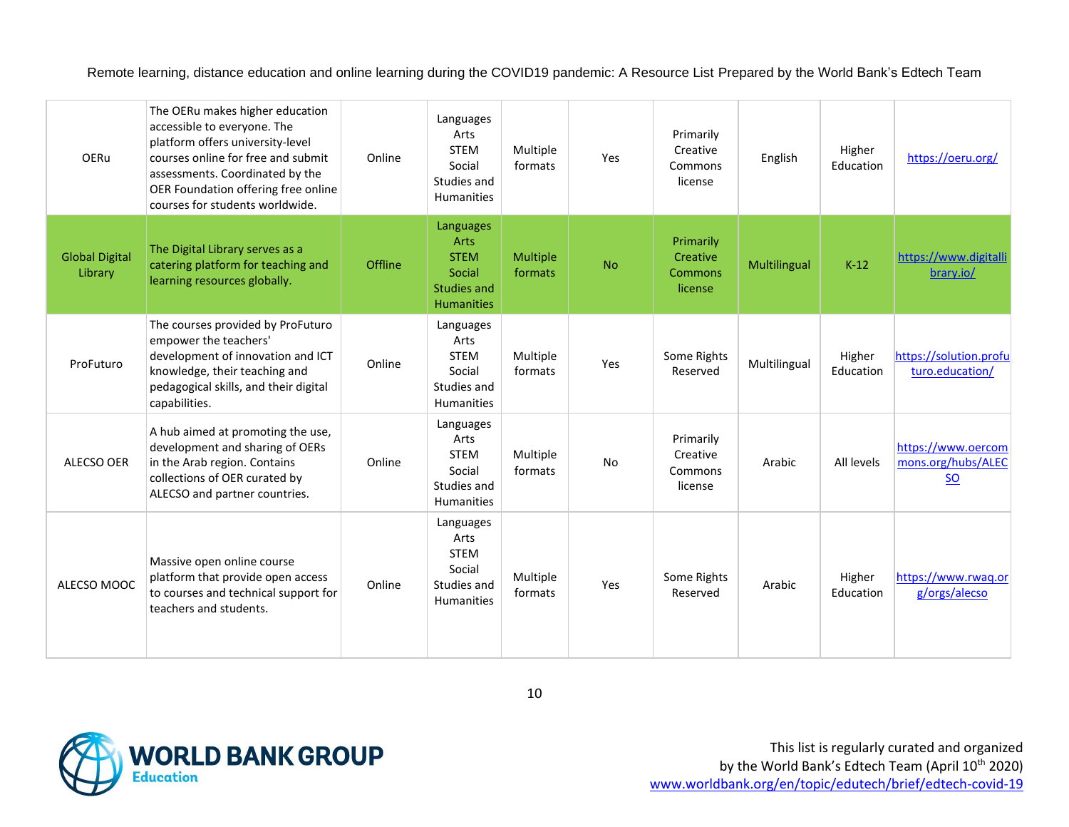| | | | | | | | | | |
|---|---|---|---|---|---|---|---|---|---|
| OERu | The OERu makes higher education accessible to everyone. The platform offers university-level courses online for free and submit assessments. Coordinated by the OER Foundation offering free online courses for students worldwide. | Online | Languages Arts STEM Social Studies and Humanities | Multiple formats | Yes | Primarily Creative Commons license | English | Higher Education | https://oeru.org/ |
| Global Digital Library | The Digital Library serves as a catering platform for teaching and learning resources globally. | Offline | Languages Arts STEM Social Studies and Humanities | Multiple formats | No | Primarily Creative Commons license | Multilingual | K-12 | https://www.digitallibrary.io/ |
| ProFuturo | The courses provided by ProFuturo empower the teachers' development of innovation and ICT knowledge, their teaching and pedagogical skills, and their digital capabilities. | Online | Languages Arts STEM Social Studies and Humanities | Multiple formats | Yes | Some Rights Reserved | Multilingual | Higher Education | https://solution.profuturo.education/ |
| ALECSO OER | A hub aimed at promoting the use, development and sharing of OERs in the Arab region. Contains collections of OER curated by ALECSO and partner countries. | Online | Languages Arts STEM Social Studies and Humanities | Multiple formats | No | Primarily Creative Commons license | Arabic | All levels | https://www.oercommons.org/hubs/ALECSO |
| ALECSO MOOC | Massive open online course platform that provide open access to courses and technical support for teachers and students. | Online | Languages Arts STEM Social Studies and Humanities | Multiple formats | Yes | Some Rights Reserved | Arabic | Higher Education | https://www.rwaq.org/orgs/alecso |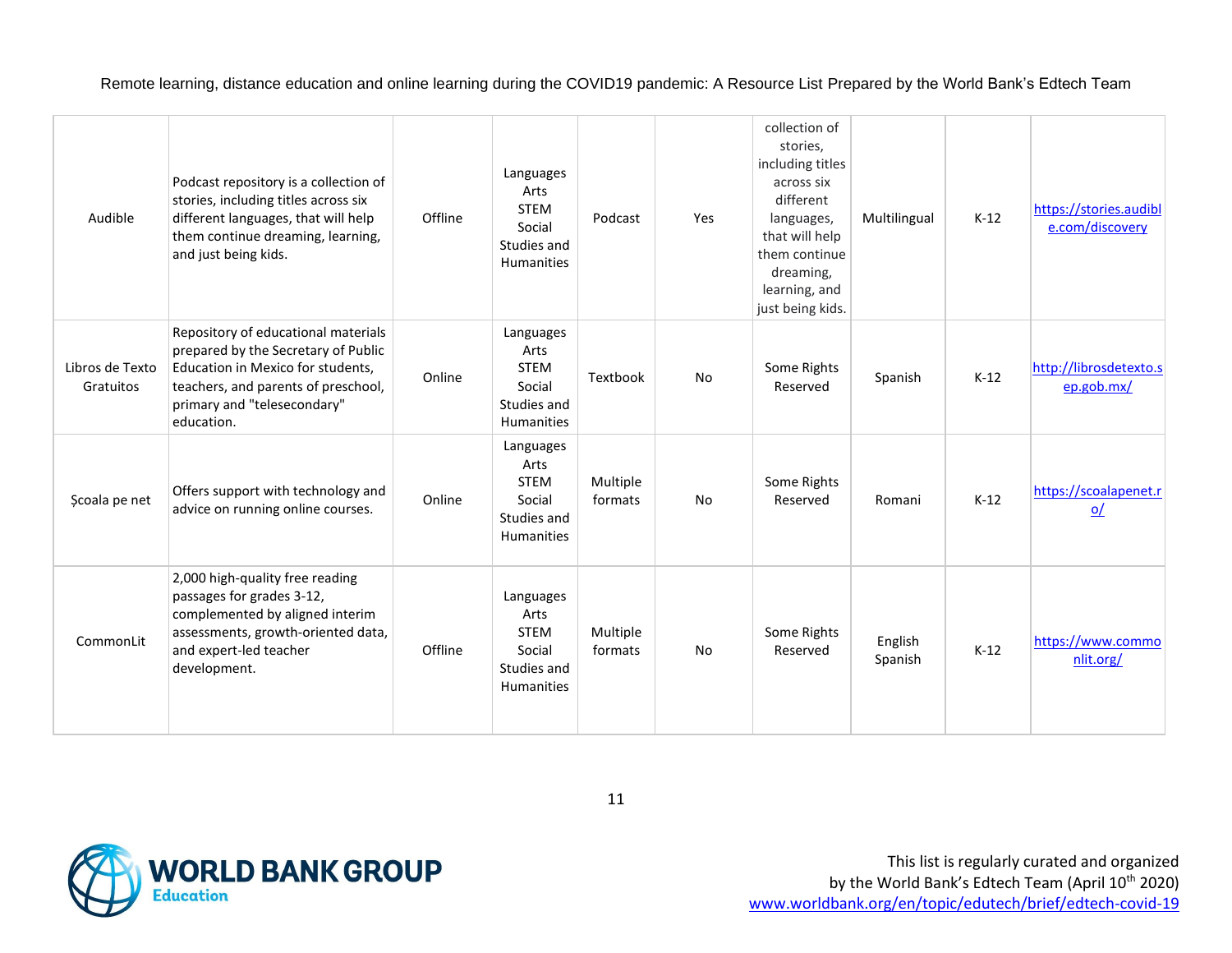| Audible | Podcast repository is a collection of stories, including titles across six different languages, that will help them continue dreaming, learning, and just being kids. | Offline | Languages Arts STEM Social Studies and Humanities | Podcast | Yes | collection of stories, including titles across six different languages, that will help them continue dreaming, learning, and just being kids. | Multilingual | K-12 | [https://stories.audible.com/discovery](https://stories.audible.com/discovery) |
|---|---|---|---|---|---|---|---|---|---|
| Libros de Texto Gratuitos | Repository of educational materials prepared by the Secretary of Public Education in Mexico for students, teachers, and parents of preschool, primary and "telesecondary" education. | Online | Languages Arts STEM Social Studies and Humanities | Textbook | No | Some Rights Reserved | Spanish | K-12 | [http://librosdetexto.sep.gob.mx/](http://librosdetexto.sep.gob.mx/) |
| Şcoala pe net | Offers support with technology and advice on running online courses. | Online | Languages Arts STEM Social Studies and Humanities | Multiple formats | No | Some Rights Reserved | Romani | K-12 | [https://scoalapenet.ro/](https://scoalapenet.ro/) |
| CommonLit | 2,000 high-quality free reading passages for grades 3-12, complemented by aligned interim assessments, growth-oriented data, and expert-led teacher development. | Offline | Languages Arts STEM Social Studies and Humanities | Multiple formats | No | Some Rights Reserved | English Spanish | K-12 | [https://www.commonlit.org/](https://www.commonlit.org/) |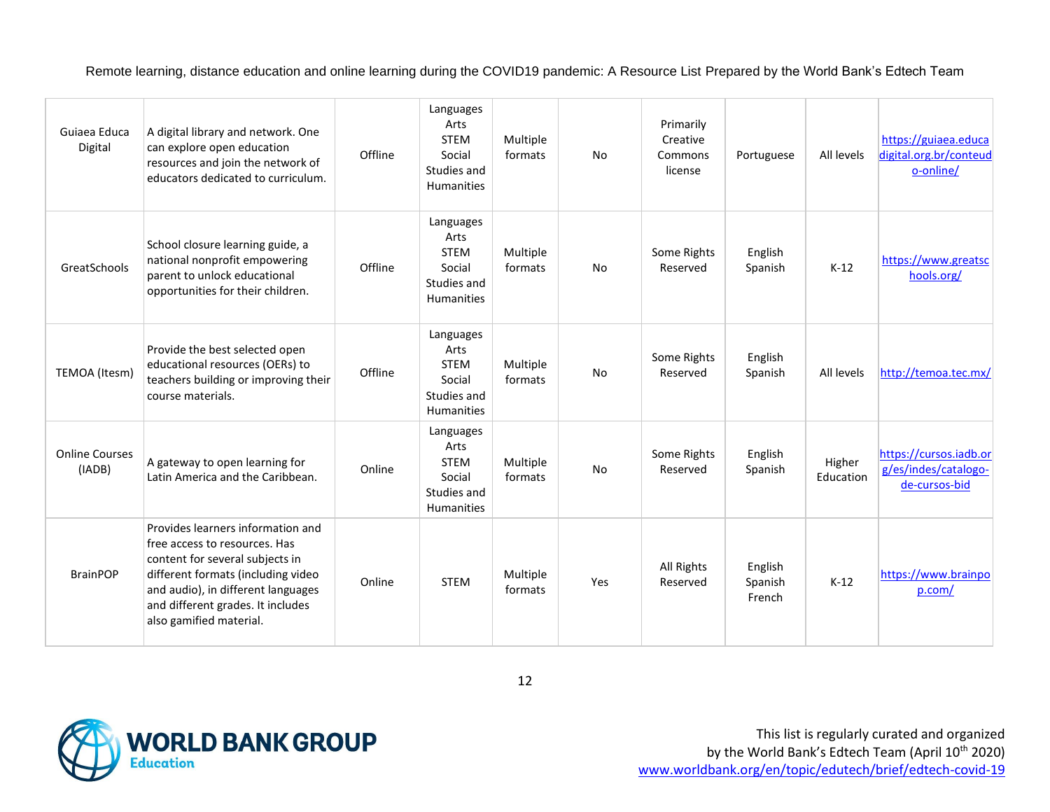| Guiaea Educa Digital | A digital library and network. One can explore open education resources and join the network of educators dedicated to curriculum. | Offline | Languages<br>Arts<br>STEM<br>Social Studies and Humanities | Multiple formats | No | Primarily Creative Commons license | Portuguese | All levels | https://guiaea.educadigital.org.br/conteudo-online/ |
|---|---|---|---|---|---|---|---|---|---|
| GreatSchools | School closure learning guide, a national nonprofit empowering parent to unlock educational opportunities for their children. | Offline | Languages<br>Arts<br>STEM<br>Social Studies and Humanities | Multiple formats | No | Some Rights Reserved | English<br>Spanish | K-12 | https://www.greatschools.org/ |
| TEMOA (Itesm) | Provide the best selected open educational resources (OERs) to teachers building or improving their course materials. | Offline | Languages<br>Arts<br>STEM<br>Social Studies and Humanities | Multiple formats | No | Some Rights Reserved | English<br>Spanish | All levels | http://temoa.tec.mx/ |
| Online Courses (IADB) | A gateway to open learning for Latin America and the Caribbean. | Online | Languages<br>Arts<br>STEM<br>Social Studies and Humanities | Multiple formats | No | Some Rights Reserved | English<br>Spanish | Higher Education | https://cursos.iadb.org/es/indes/catalogo-de-cursos-bid |
| BrainPOP | Provides learners information and free access to resources. Has content for several subjects in different formats (including video and audio), in different languages and different grades. It includes also gamified material. | Online | STEM | Multiple formats | Yes | All Rights Reserved | English<br>Spanish<br>French | K-12 | https://www.brainpop.com/ |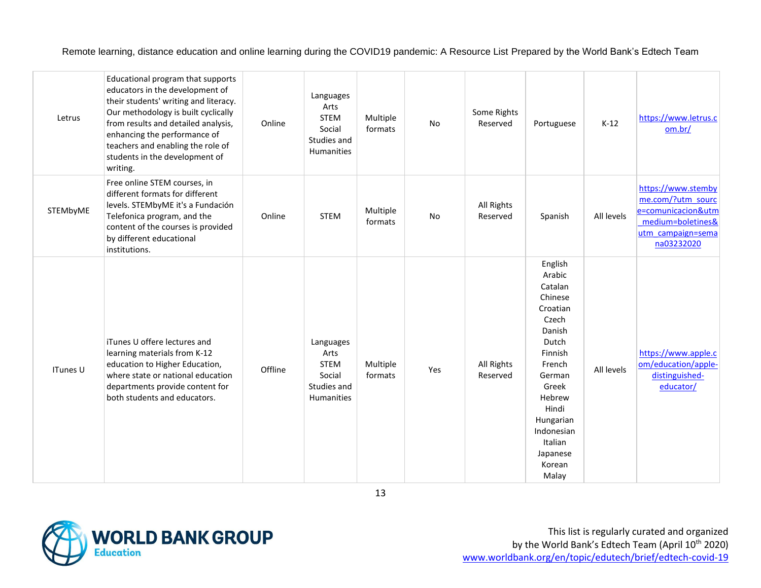| | | | | | | | | | |
|---|---|---|---|---|---|---|---|---|---|
| Letrus | Educational program that supports educators in the development of their students' writing and literacy. Our methodology is built cyclically from results and detailed analysis, enhancing the performance of teachers and enabling the role of students in the development of writing. | Online | Languages<br>Arts<br>STEM<br>Social Studies and Humanities | Multiple formats | No | Some Rights Reserved | Portuguese | K-12 | https://www.letrus.com.br/ |
| STEMbyME | Free online STEM courses, in different formats for different levels. STEMbyME it's a Fundación Telefonica program, and the content of the courses is provided by different educational institutions. | Online | STEM | Multiple formats | No | All Rights Reserved | Spanish | All levels | https://www.stembyme.com/?utm_source=comunicacion&utm_medium=boletines&utm_campaign=semana03232020 |
| ITunes U | iTunes U offere lectures and learning materials from K-12 education to Higher Education, where state or national education departments provide content for both students and educators. | Offline | Languages<br>Arts<br>STEM<br>Social Studies and Humanities | Multiple formats | Yes | All Rights Reserved | English<br>Arabic<br>Catalan<br>Chinese<br>Croatian<br>Czech<br>Danish<br>Dutch<br>Finnish<br>French<br>German<br>Greek<br>Hebrew<br>Hindi<br>Hungarian<br>Indonesian<br>Italian<br>Japanese<br>Korean<br>Malay | All levels | https://www.apple.com/education/apple-distinguished-educator/ |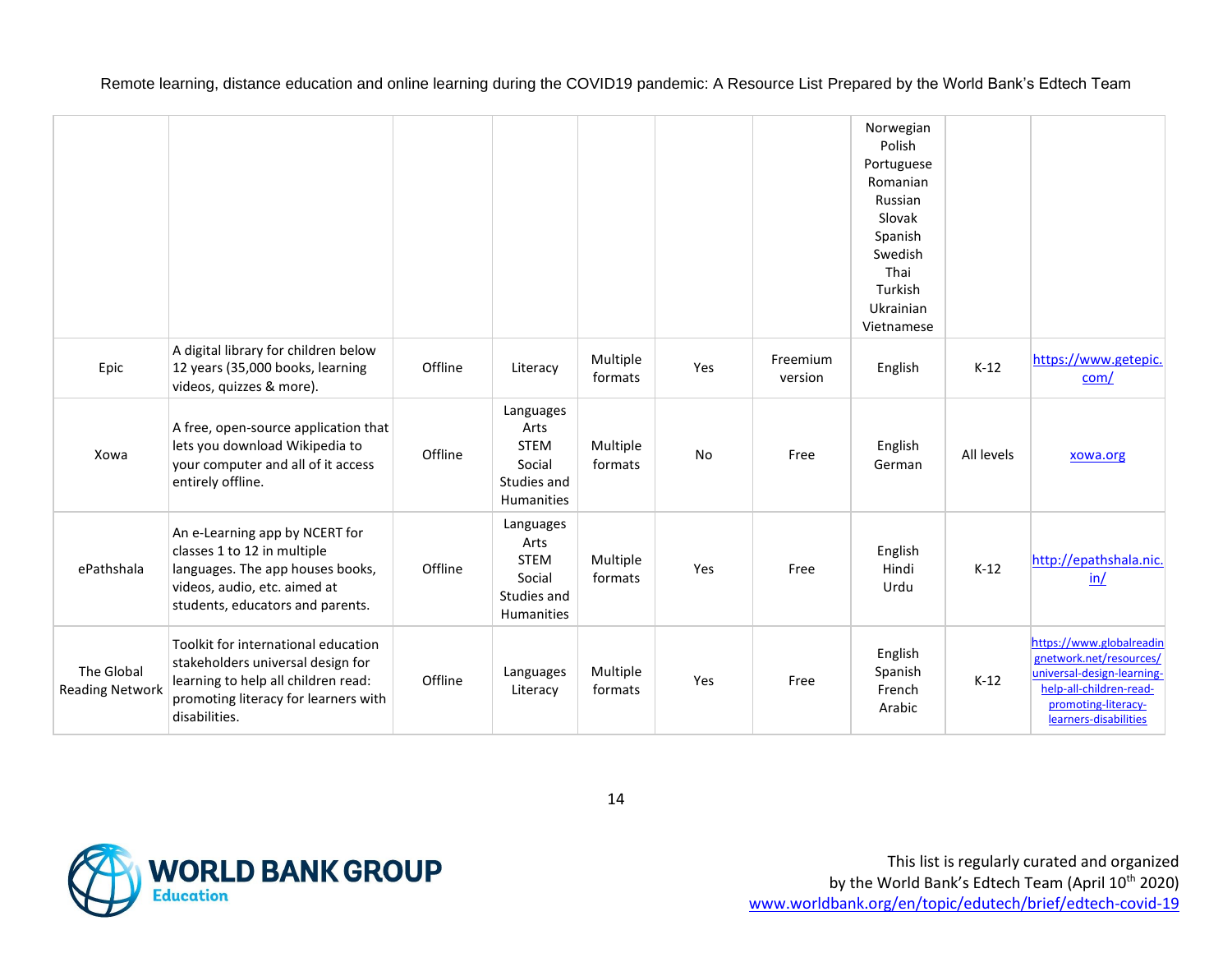| | | | | | | | | | |
|---|---|---|---|---|---|---|---|---|---|
| | | | | | | | Norwegian<br>Polish<br>Portuguese<br>Romanian<br>Russian<br>Slovak<br>Spanish<br>Swedish<br>Thai<br>Turkish<br>Ukrainian<br>Vietnamese | | |
| Epic | A digital library for children below 12 years (35,000 books, learning videos, quizzes & more). | Offline | Literacy | Multiple formats | Yes | Freemium version | English | K-12 | https://www.getepic.com/ |
| Xowa | A free, open-source application that lets you download Wikipedia to your computer and all of it access entirely offline. | Offline | Languages<br>Arts<br>STEM<br>Social Studies and Humanities | Multiple formats | No | Free | English<br>German | All levels | xowa.org |
| ePathshala | An e-Learning app by NCERT for classes 1 to 12 in multiple languages. The app houses books, videos, audio, etc. aimed at students, educators and parents. | Offline | Languages<br>Arts<br>STEM<br>Social Studies and Humanities | Multiple formats | Yes | Free | English<br>Hindi<br>Urdu | K-12 | http://epathshala.nic.in/ |
| The Global Reading Network | Toolkit for international education stakeholders universal design for learning to help all children read: promoting literacy for learners with disabilities. | Offline | Languages<br>Literacy | Multiple formats | Yes | Free | English<br>Spanish<br>French<br>Arabic | K-12 | https://www.globalreadingnetwork.net/resources/universal-design-learning-help-all-children-read-promoting-literacy-learners-disabilities |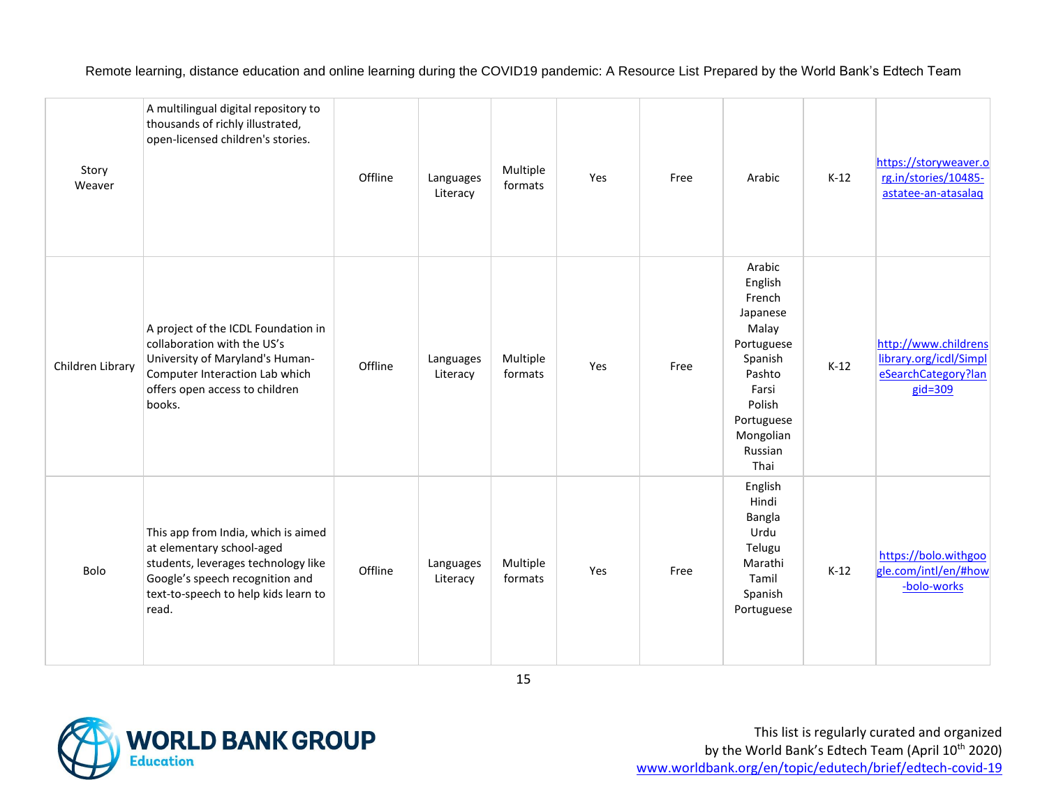| Story Weaver | A multilingual digital repository to thousands of richly illustrated, open-licensed children's stories. | Offline | Languages Literacy | Multiple formats | Yes | Free | Arabic | K-12 | https://storyweaver.org.in/stories/10485-astatee-an-atasalaq |
|---|---|---|---|---|---|---|---|---|---|
| Children Library | A project of the ICDL Foundation in collaboration with the US's University of Maryland's Human-Computer Interaction Lab which offers open access to children books. | Offline | Languages Literacy | Multiple formats | Yes | Free | Arabic<br>English<br>French<br>Japanese<br>Malay<br>Portuguese<br>Spanish<br>Pashto<br>Farsi<br>Polish<br>Portuguese<br>Mongolian<br>Russian<br>Thai | K-12 | http://www.childrenslibrary.org/icdl/SimpleSearchCategory?langid=309 |
| Bolo | This app from India, which is aimed at elementary school-aged students, leverages technology like Google's speech recognition and text-to-speech to help kids learn to read. | Offline | Languages Literacy | Multiple formats | Yes | Free | English<br>Hindi<br>Bangla<br>Urdu<br>Telugu<br>Marathi<br>Tamil<br>Spanish<br>Portuguese | K-12 | https://bolo.withgoogle.com/intl/en/#how-bolo-works |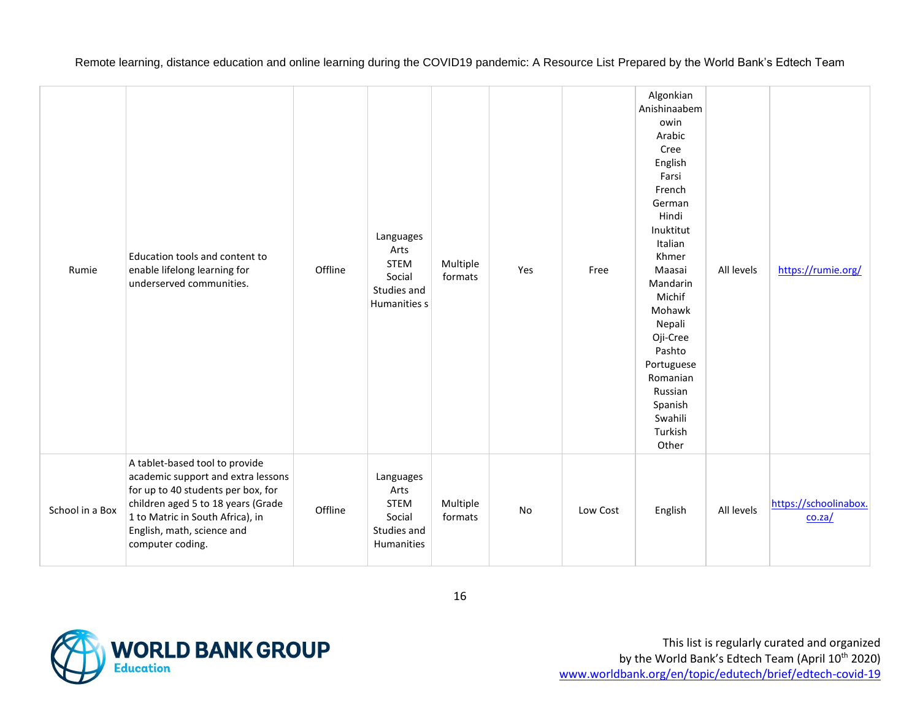| | | | | | | | | | |
|---|---|---|---|---|---|---|---|---|---|
| Rumie | Education tools and content to enable lifelong learning for underserved communities. | Offline | Languages<br>Arts<br>STEM<br>Social Studies and Humanities s | Multiple formats | Yes | Free | Algonkian<br>Anishinaabemowin<br>Arabic<br>Cree<br>English<br>Farsi<br>French<br>German<br>Hindi<br>Inuktitut<br>Italian<br>Khmer<br>Maasai<br>Mandarin<br>Michif<br>Mohawk<br>Nepali<br>Oji-Cree<br>Pashto<br>Portuguese<br>Romanian<br>Russian<br>Spanish<br>Swahili<br>Turkish<br>Other | All levels | https://rumie.org/ |
| School in a Box | A tablet-based tool to provide academic support and extra lessons for up to 40 students per box, for children aged 5 to 18 years (Grade 1 to Matric in South Africa), in English, math, science and computer coding. | Offline | Languages<br>Arts<br>STEM<br>Social Studies and Humanities | Multiple formats | No | Low Cost | English | All levels | https://schoolinabox.co.za/ |

This list is regularly curated and organized by the World Bank's Edtech Team (April 10th 2020)
www.worldbank.org/en/topic/edutech/brief/edtech-covid-19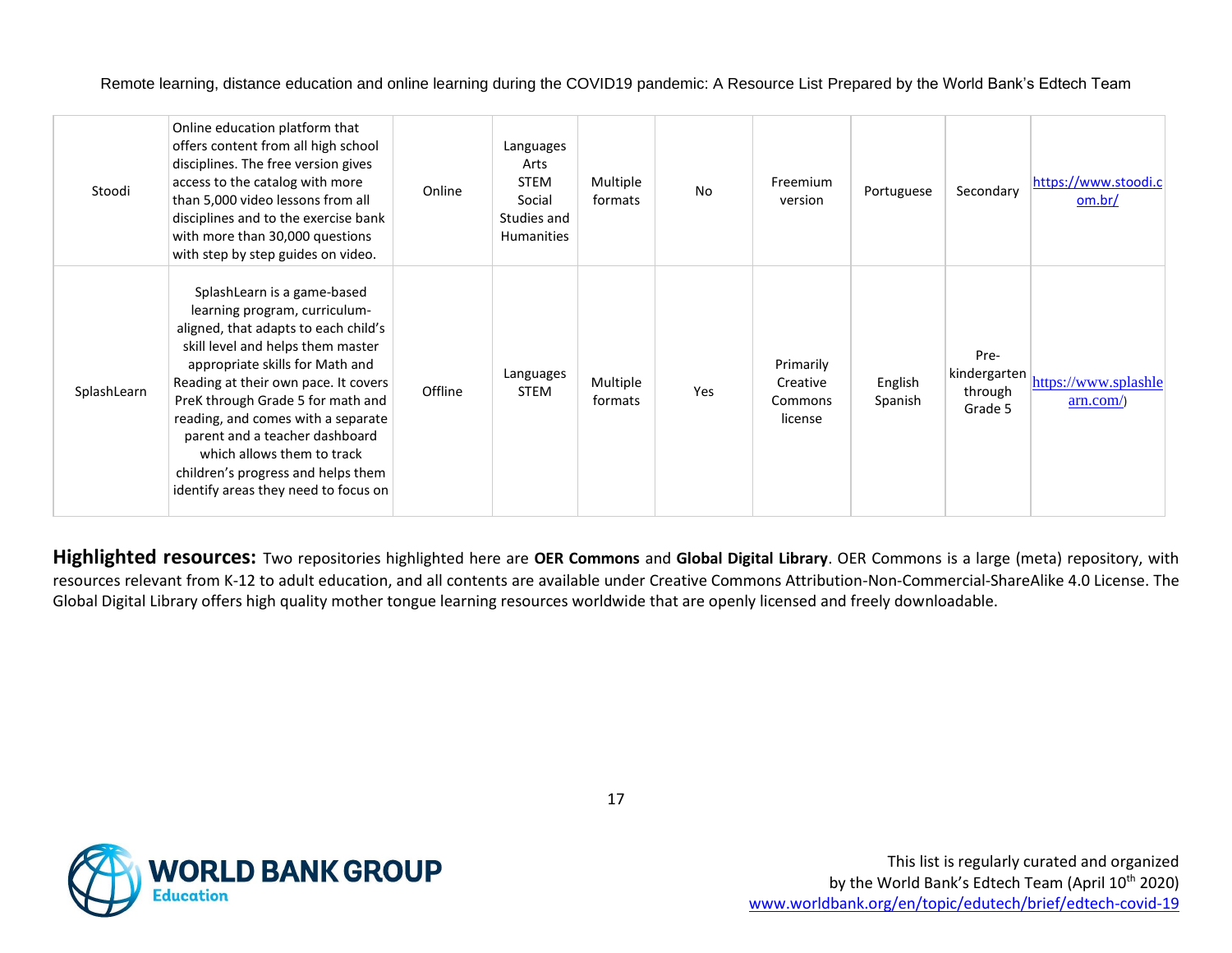| | | | | | | | | | |
|---|---|---|---|---|---|---|---|---|---|
| Stoodi | Online education platform that offers content from all high school disciplines. The free version gives access to the catalog with more than 5,000 video lessons from all disciplines and to the exercise bank with more than 30,000 questions with step by step guides on video. | Online | Languages Arts STEM Social Studies and Humanities | Multiple formats | No | Freemium version | Portuguese | Secondary | https://www.stoodi.com.br/ |
| SplashLearn | SplashLearn is a game-based learning program, curriculum-aligned, that adapts to each child's skill level and helps them master appropriate skills for Math and Reading at their own pace. It covers PreK through Grade 5 for math and reading, and comes with a separate parent and a teacher dashboard which allows them to track children's progress and helps them identify areas they need to focus on | Offline | Languages STEM | Multiple formats | Yes | Primarily Creative Commons license | English Spanish | Pre-kindergarten through Grade 5 | https://www.splashlearn.com/) |

**Highlighted resources:** Two repositories highlighted here are **OER Commons** and **Global Digital Library**. OER Commons is a large (meta) repository, with resources relevant from K-12 to adult education, and all contents are available under Creative Commons Attribution-Non-Commercial-ShareAlike 4.0 License. The Global Digital Library offers high quality mother tongue learning resources worldwide that are openly licensed and freely downloadable.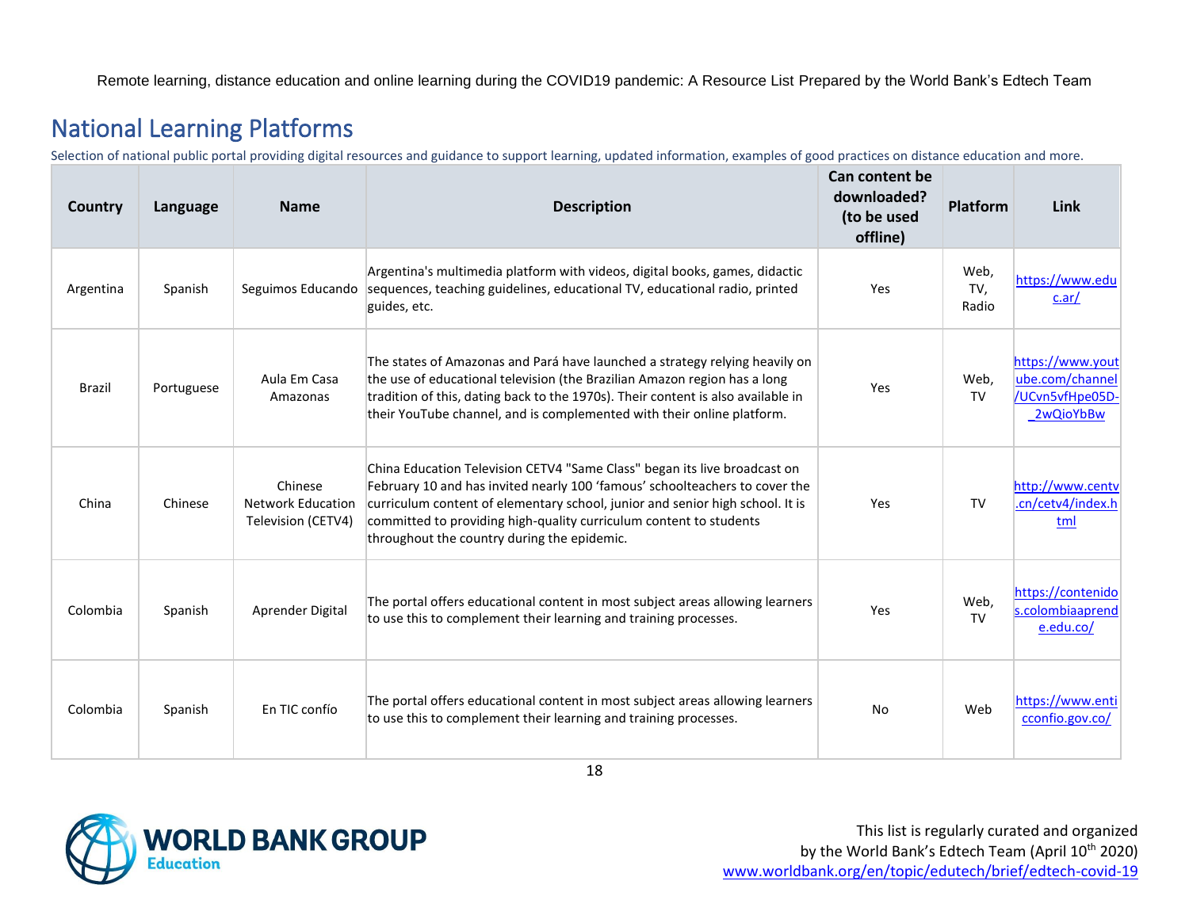## National Learning Platforms

Selection of national public portal providing digital resources and guidance to support learning, updated information, examples of good practices on distance education and more.

| Country | Language | Name | Description | Can content be downloaded? (to be used offline) | Platform | Link |
|---|---|---|---|---|---|---|
| Argentina | Spanish | Seguimos Educando | Argentina's multimedia platform with videos, digital books, games, didactic sequences, teaching guidelines, educational TV, educational radio, printed guides, etc. | Yes | Web, TV, Radio | https://www.educ.ar/ |
| Brazil | Portuguese | Aula Em Casa Amazonas | The states of Amazonas and Pará have launched a strategy relying heavily on the use of educational television (the Brazilian Amazon region has a long tradition of this, dating back to the 1970s). Their content is also available in their YouTube channel, and is complemented with their online platform. | Yes | Web, TV | https://www.youtube.com/channel/UCvn5vfHpe05D-_2wQioYbBw |
| China | Chinese | Chinese Network Education Television (CETV4) | China Education Television CETV4 "Same Class" began its live broadcast on February 10 and has invited nearly 100 'famous' schoolteachers to cover the curriculum content of elementary school, junior and senior high school. It is committed to providing high-quality curriculum content to students throughout the country during the epidemic. | Yes | TV | http://www.centv.cn/cetv4/index.html |
| Colombia | Spanish | Aprender Digital | The portal offers educational content in most subject areas allowing learners to use this to complement their learning and training processes. | Yes | Web, TV | https://contenidos.colombiaaprende.edu.co/ |
| Colombia | Spanish | En TIC confío | The portal offers educational content in most subject areas allowing learners to use this to complement their learning and training processes. | No | Web | https://www.enticconfio.gov.co/ |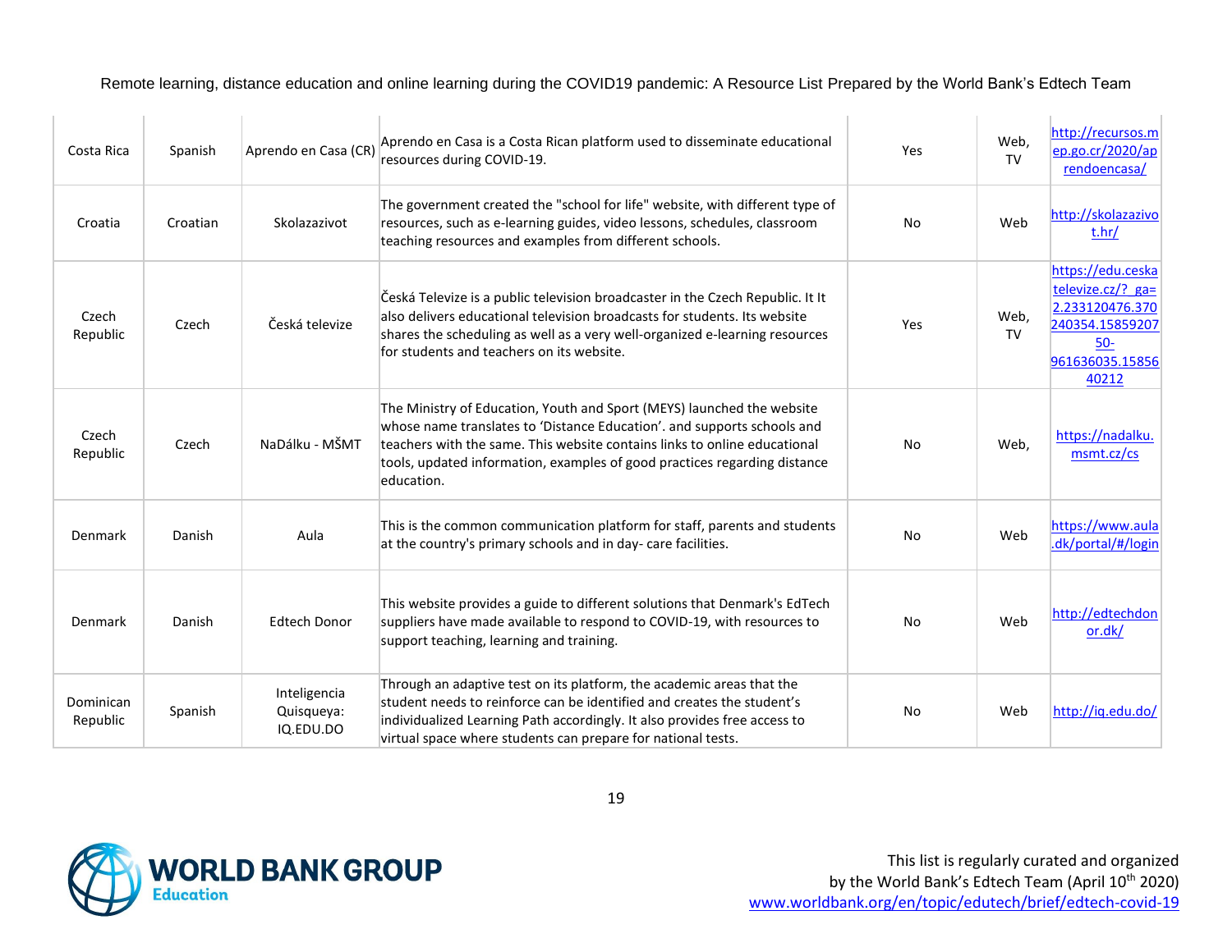| Costa Rica | Spanish | Aprendo en Casa (CR) | Aprendo en Casa is a Costa Rican platform used to disseminate educational resources during COVID-19. | Yes | Web, TV | http://recursos.mep.go.cr/2020/aprendoencasa/ |
|---|---|---|---|---|---|---|
| Croatia | Croatian | Skolazazivot | The government created the "school for life" website, with different type of resources, such as e-learning guides, video lessons, schedules, classroom teaching resources and examples from different schools. | No | Web | http://skolazazivot.hr/ |
| Czech Republic | Czech | Česká televize | Česká Televize is a public television broadcaster in the Czech Republic. It It also delivers educational television broadcasts for students. Its website shares the scheduling as well as a very well-organized e-learning resources for students and teachers on its website. | Yes | Web, TV | https://edu.ceskatelevize.cz/?_ga=2.233120476.370240354.1585920750-961636035.1585640212 |
| Czech Republic | Czech | NaDálku - MŠMT | The Ministry of Education, Youth and Sport (MEYS) launched the website whose name translates to 'Distance Education'. and supports schools and teachers with the same. This website contains links to online educational tools, updated information, examples of good practices regarding distance education. | No | Web, | https://nadalku.msmt.cz/cs |
| Denmark | Danish | Aula | This is the common communication platform for staff, parents and students at the country's primary schools and in day- care facilities. | No | Web | https://www.aula.dk/portal/#/login |
| Denmark | Danish | Edtech Donor | This website provides a guide to different solutions that Denmark's EdTech suppliers have made available to respond to COVID-19, with resources to support teaching, learning and training. | No | Web | http://edtechdonor.dk/ |
| Dominican Republic | Spanish | Inteligencia Quisqueya: IQ.EDU.DO | Through an adaptive test on its platform, the academic areas that the student needs to reinforce can be identified and creates the student's individualized Learning Path accordingly. It also provides free access to virtual space where students can prepare for national tests. | No | Web | http://iq.edu.do/ |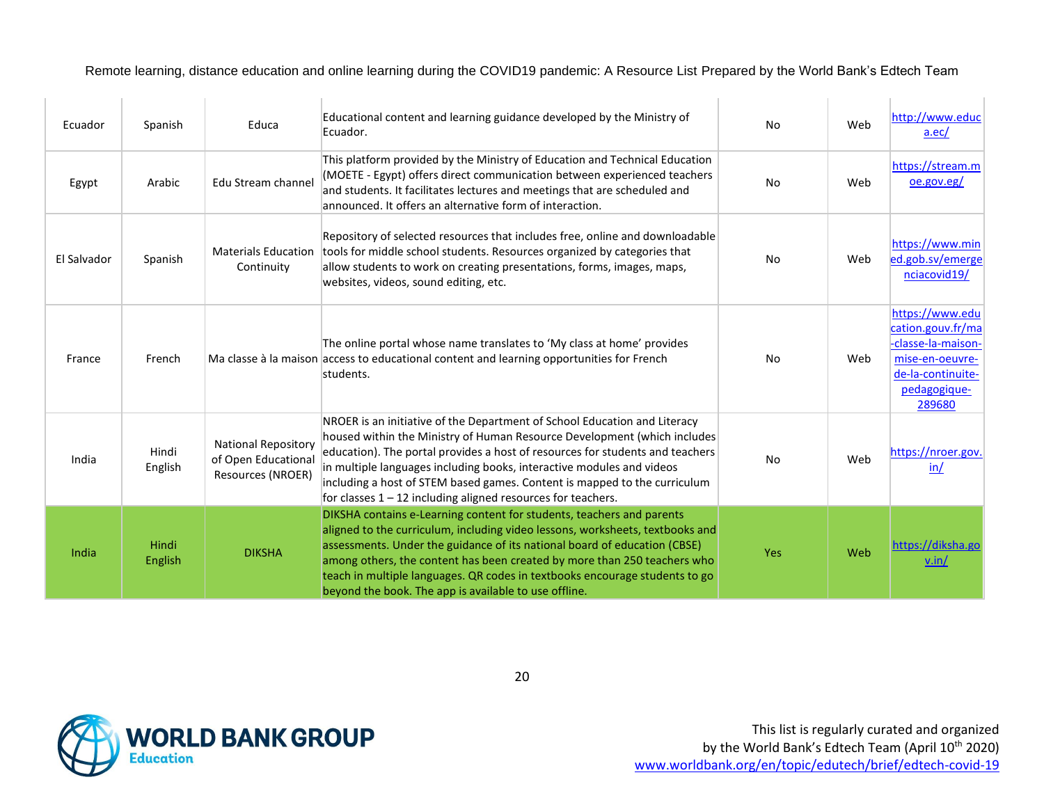| Ecuador | Spanish | Educa | Educational content and learning guidance developed by the Ministry of Ecuador. | No | Web | http://www.educa.ec/ |
|---|---|---|---|---|---|---|
| Egypt | Arabic | Edu Stream channel | This platform provided by the Ministry of Education and Technical Education (MOETE - Egypt) offers direct communication between experienced teachers and students. It facilitates lectures and meetings that are scheduled and announced. It offers an alternative form of interaction. | No | Web | https://stream.moe.gov.eg/ |
| El Salvador | Spanish | Materials Education Continuity | Repository of selected resources that includes free, online and downloadable tools for middle school students. Resources organized by categories that allow students to work on creating presentations, forms, images, maps, websites, videos, sound editing, etc. | No | Web | https://www.mined.gob.sv/emergenciacovid19/ |
| France | French | Ma classe à la maison | The online portal whose name translates to 'My class at home' provides access to educational content and learning opportunities for French students. | No | Web | https://www.education.gouv.fr/ma-classe-la-maison-mise-en-oeuvre-de-la-continuite-pedagogique-289680 |
| India | Hindi English | National Repository of Open Educational Resources (NROER) | NROER is an initiative of the Department of School Education and Literacy housed within the Ministry of Human Resource Development (which includes education). The portal provides a host of resources for students and teachers in multiple languages including books, interactive modules and videos including a host of STEM based games. Content is mapped to the curriculum for classes 1 – 12 including aligned resources for teachers. | No | Web | https://nroer.gov.in/ |
| India | Hindi English | DIKSHA | DIKSHA contains e-Learning content for students, teachers and parents aligned to the curriculum, including video lessons, worksheets, textbooks and assessments. Under the guidance of its national board of education (CBSE) among others, the content has been created by more than 250 teachers who teach in multiple languages. QR codes in textbooks encourage students to go beyond the book. The app is available to use offline. | Yes | Web | https://diksha.gov.in/ |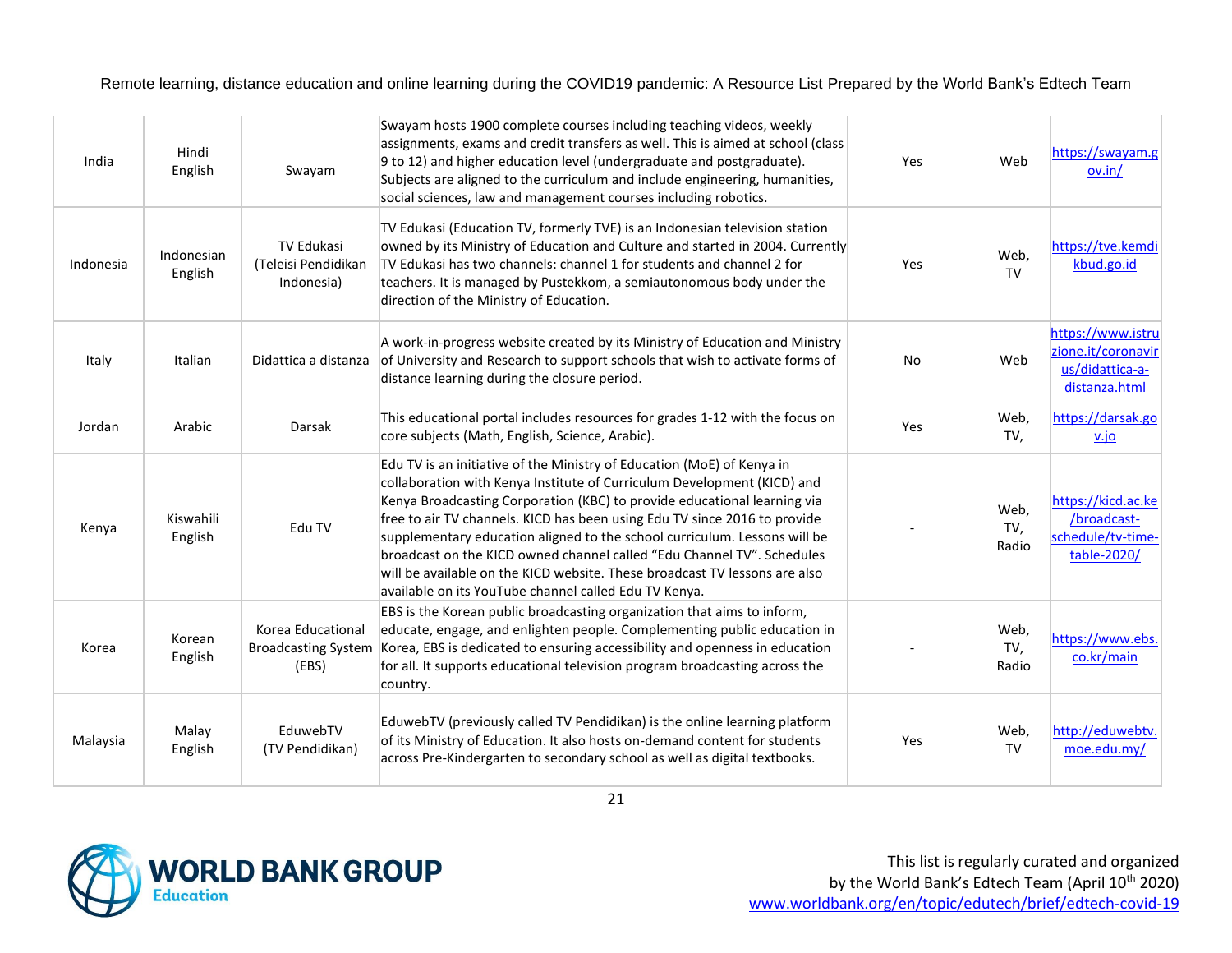| India | Hindi<br>English | Swayam | Swayam hosts 1900 complete courses including teaching videos, weekly assignments, exams and credit transfers as well. This is aimed at school (class 9 to 12) and higher education level (undergraduate and postgraduate). Subjects are aligned to the curriculum and include engineering, humanities, social sciences, law and management courses including robotics. | Yes | Web | https://swayam.gov.in/ |
|---|---|---|---|---|---|---|
| Indonesia | Indonesian<br>English | TV Edukasi (Teleisi Pendidikan Indonesia) | TV Edukasi (Education TV, formerly TVE) is an Indonesian television station owned by its Ministry of Education and Culture and started in 2004. Currently TV Edukasi has two channels: channel 1 for students and channel 2 for teachers. It is managed by Pustekkom, a semiautonomous body under the direction of the Ministry of Education. | Yes | Web, TV | https://tve.kemdikbud.go.id |
| Italy | Italian | Didattica a distanza | A work-in-progress website created by its Ministry of Education and Ministry of University and Research to support schools that wish to activate forms of distance learning during the closure period. | No | Web | https://www.istruzione.it/coronavirus/didattica-a-distanza.html |
| Jordan | Arabic | Darsak | This educational portal includes resources for grades 1-12 with the focus on core subjects (Math, English, Science, Arabic). | Yes | Web, TV, | https://darsak.gov.jo |
| Kenya | Kiswahili<br>English | Edu TV | Edu TV is an initiative of the Ministry of Education (MoE) of Kenya in collaboration with Kenya Institute of Curriculum Development (KICD) and Kenya Broadcasting Corporation (KBC) to provide educational learning via free to air TV channels. KICD has been using Edu TV since 2016 to provide supplementary education aligned to the school curriculum. Lessons will be broadcast on the KICD owned channel called "Edu Channel TV". Schedules will be available on the KICD website. These broadcast TV lessons are also available on its YouTube channel called Edu TV Kenya. | - | Web, TV, Radio | https://kicd.ac.ke/broadcast-schedule/tv-time-table-2020/ |
| Korea | Korean<br>English | Korea Educational Broadcasting System (EBS) | EBS is the Korean public broadcasting organization that aims to inform, educate, engage, and enlighten people. Complementing public education in Korea, EBS is dedicated to ensuring accessibility and openness in education for all. It supports educational television program broadcasting across the country. | - | Web, TV, Radio | https://www.ebs.co.kr/main |
| Malaysia | Malay<br>English | EduwebTV (TV Pendidikan) | EduwebTV (previously called TV Pendidikan) is the online learning platform of its Ministry of Education. It also hosts on-demand content for students across Pre-Kindergarten to secondary school as well as digital textbooks. | Yes | Web, TV | http://eduwebtv.moe.edu.my/ |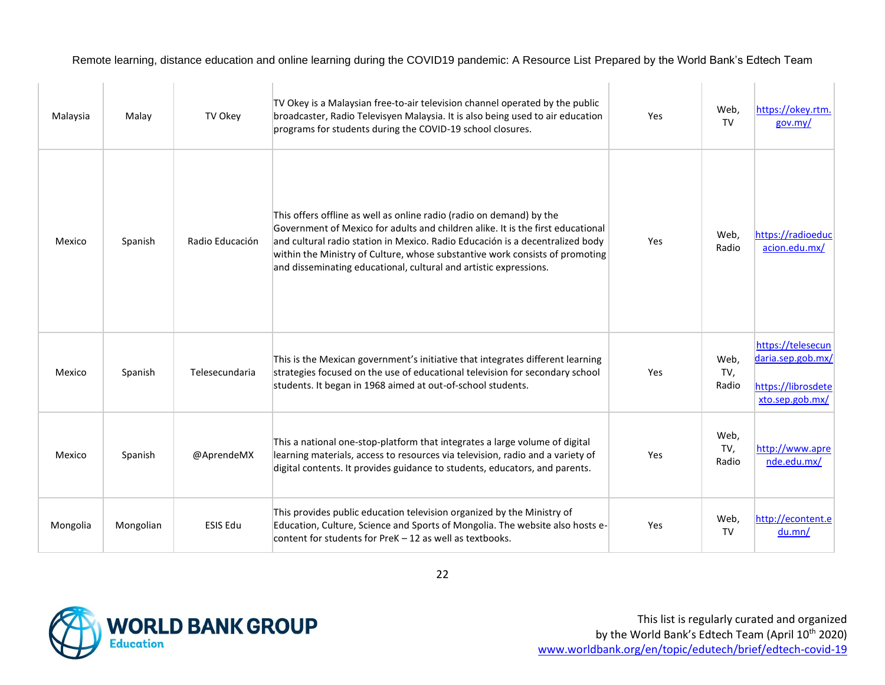| Malaysia | Malay | TV Okey | TV Okey is a Malaysian free-to-air television channel operated by the public broadcaster, Radio Televisyen Malaysia. It is also being used to air education programs for students during the COVID-19 school closures. | Yes | Web, TV | https://okey.rtm.gov.my/ |
|---|---|---|---|---|---|---|
| Mexico | Spanish | Radio Educación | This offers offline as well as online radio (radio on demand) by the Government of Mexico for adults and children alike. It is the first educational and cultural radio station in Mexico. Radio Educación is a decentralized body within the Ministry of Culture, whose substantive work consists of promoting and disseminating educational, cultural and artistic expressions. | Yes | Web, Radio | https://radioeducacion.edu.mx/ |
| Mexico | Spanish | Telesecundaria | This is the Mexican government's initiative that integrates different learning strategies focused on the use of educational television for secondary school students. It began in 1968 aimed at out-of-school students. | Yes | Web, TV, Radio | https://telesecundaria.sep.gob.mx/ https://librosdetexto.sep.gob.mx/ |
| Mexico | Spanish | @AprendeMX | This a national one-stop-platform that integrates a large volume of digital learning materials, access to resources via television, radio and a variety of digital contents. It provides guidance to students, educators, and parents. | Yes | Web, TV, Radio | http://www.aprende.edu.mx/ |
| Mongolia | Mongolian | ESIS Edu | This provides public education television organized by the Ministry of Education, Culture, Science and Sports of Mongolia. The website also hosts e-content for students for PreK – 12 as well as textbooks. | Yes | Web, TV | http://econtent.edu.mn/ |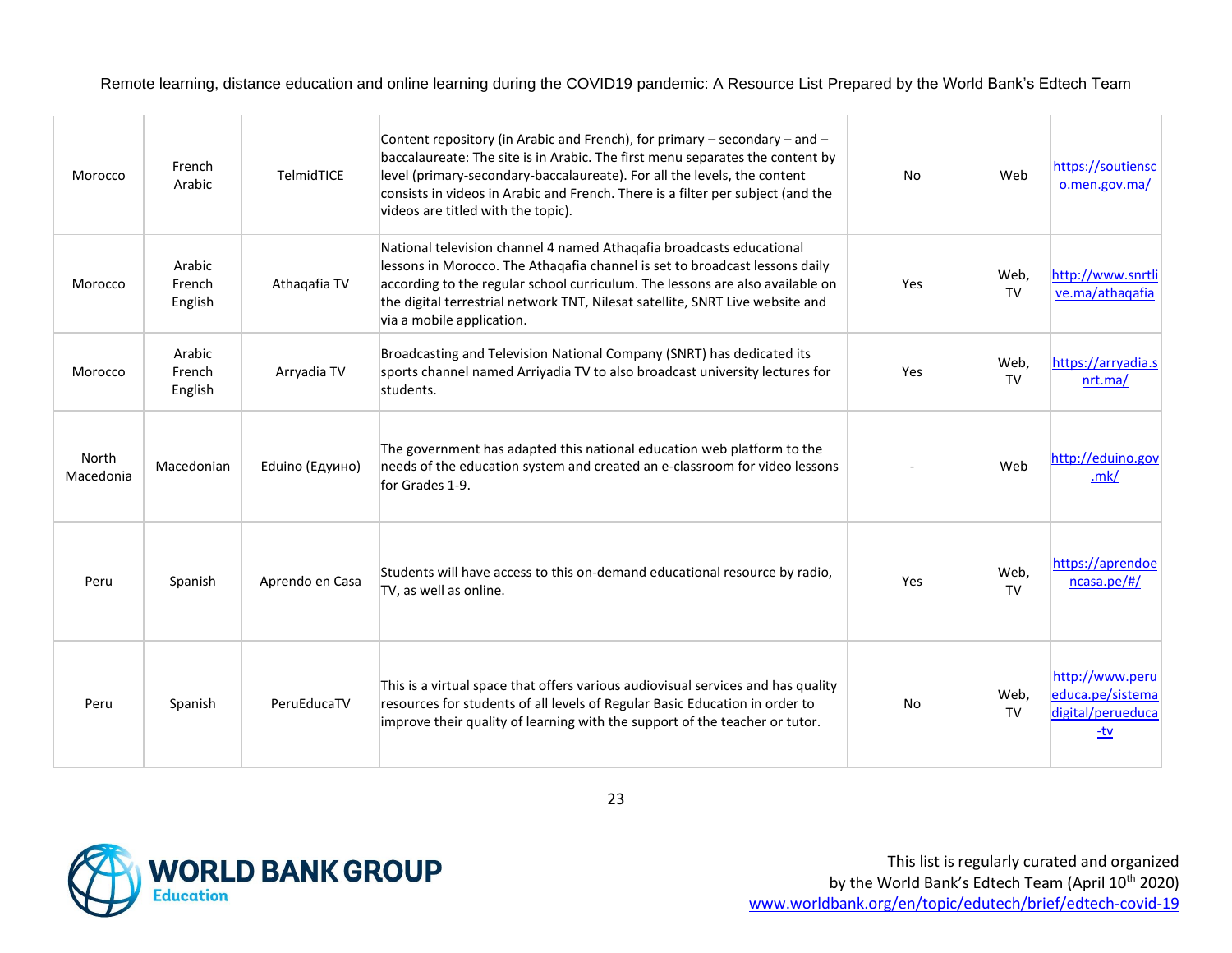| Morocco | French Arabic | TelmidTICE | Content repository (in Arabic and French), for primary – secondary – and – baccalaureate: The site is in Arabic. The first menu separates the content by level (primary-secondary-baccalaureate). For all the levels, the content consists in videos in Arabic and French. There is a filter per subject (and the videos are titled with the topic). | No | Web | https://soutiensco.men.gov.ma/ |
|---|---|---|---|---|---|---|
| Morocco | Arabic French English | Athaqafia TV | National television channel 4 named Athaqafia broadcasts educational lessons in Morocco. The Athaqafia channel is set to broadcast lessons daily according to the regular school curriculum. The lessons are also available on the digital terrestrial network TNT, Nilesat satellite, SNRT Live website and via a mobile application. | Yes | Web, TV | http://www.snrtlive.ma/athaqafia |
| Morocco | Arabic French English | Arryadia TV | Broadcasting and Television National Company (SNRT) has dedicated its sports channel named Arriyadia TV to also broadcast university lectures for students. | Yes | Web, TV | https://arryadia.snrt.ma/ |
| North Macedonia | Macedonian | Eduino (Едуино) | The government has adapted this national education web platform to the needs of the education system and created an e-classroom for video lessons for Grades 1-9. | - | Web | http://eduino.gov.mk/ |
| Peru | Spanish | Aprendo en Casa | Students will have access to this on-demand educational resource by radio, TV, as well as online. | Yes | Web, TV | https://aprendoencasa.pe/#/ |
| Peru | Spanish | PeruEducaTV | This is a virtual space that offers various audiovisual services and has quality resources for students of all levels of Regular Basic Education in order to improve their quality of learning with the support of the teacher or tutor. | No | Web, TV | http://www.perueduca.pe/sistemadigital/perueduca-tv |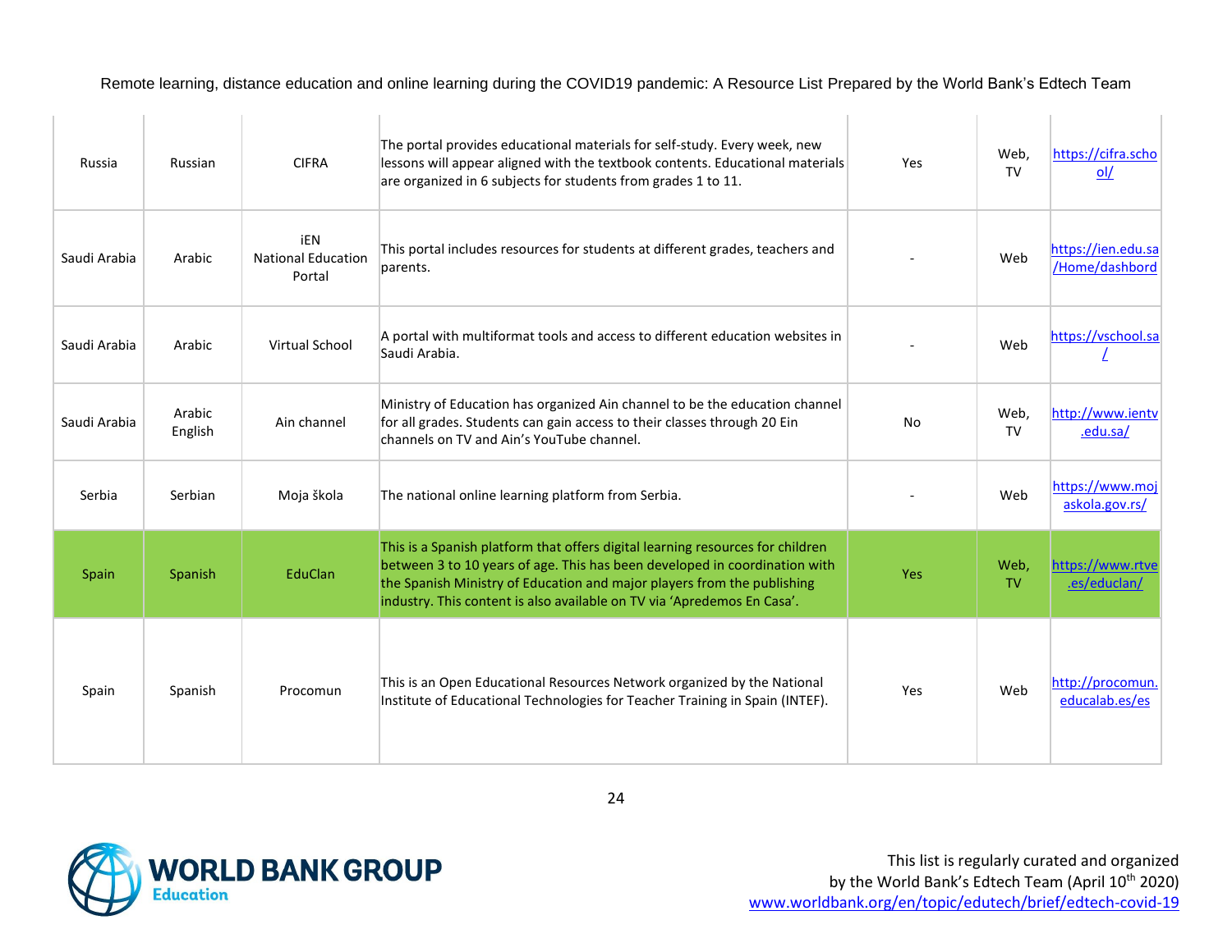| Russia | Russian | CIFRA | The portal provides educational materials for self-study. Every week, new lessons will appear aligned with the textbook contents. Educational materials are organized in 6 subjects for students from grades 1 to 11. | Yes | Web, TV | https://cifra.school/ |
|---|---|---|---|---|---|---|
| Saudi Arabia | Arabic | iEN National Education Portal | This portal includes resources for students at different grades, teachers and parents. | - | Web | https://ien.edu.sa/Home/dashbord |
| Saudi Arabia | Arabic | Virtual School | A portal with multiformat tools and access to different education websites in Saudi Arabia. | - | Web | https://vschool.sa/ |
| Saudi Arabia | Arabic English | Ain channel | Ministry of Education has organized Ain channel to be the education channel for all grades. Students can gain access to their classes through 20 Ein channels on TV and Ain's YouTube channel. | No | Web, TV | http://www.ientv.edu.sa/ |
| Serbia | Serbian | Moja škola | The national online learning platform from Serbia. | - | Web | https://www.mojaskola.gov.rs/ |
| Spain | Spanish | EduClan | This is a Spanish platform that offers digital learning resources for children between 3 to 10 years of age. This has been developed in coordination with the Spanish Ministry of Education and major players from the publishing industry. This content is also available on TV via 'Apredemos En Casa'. | Yes | Web, TV | https://www.rtve.es/educlan/ |
| Spain | Spanish | Procomun | This is an Open Educational Resources Network organized by the National Institute of Educational Technologies for Teacher Training in Spain (INTEF). | Yes | Web | http://procomun.educalab.es/es |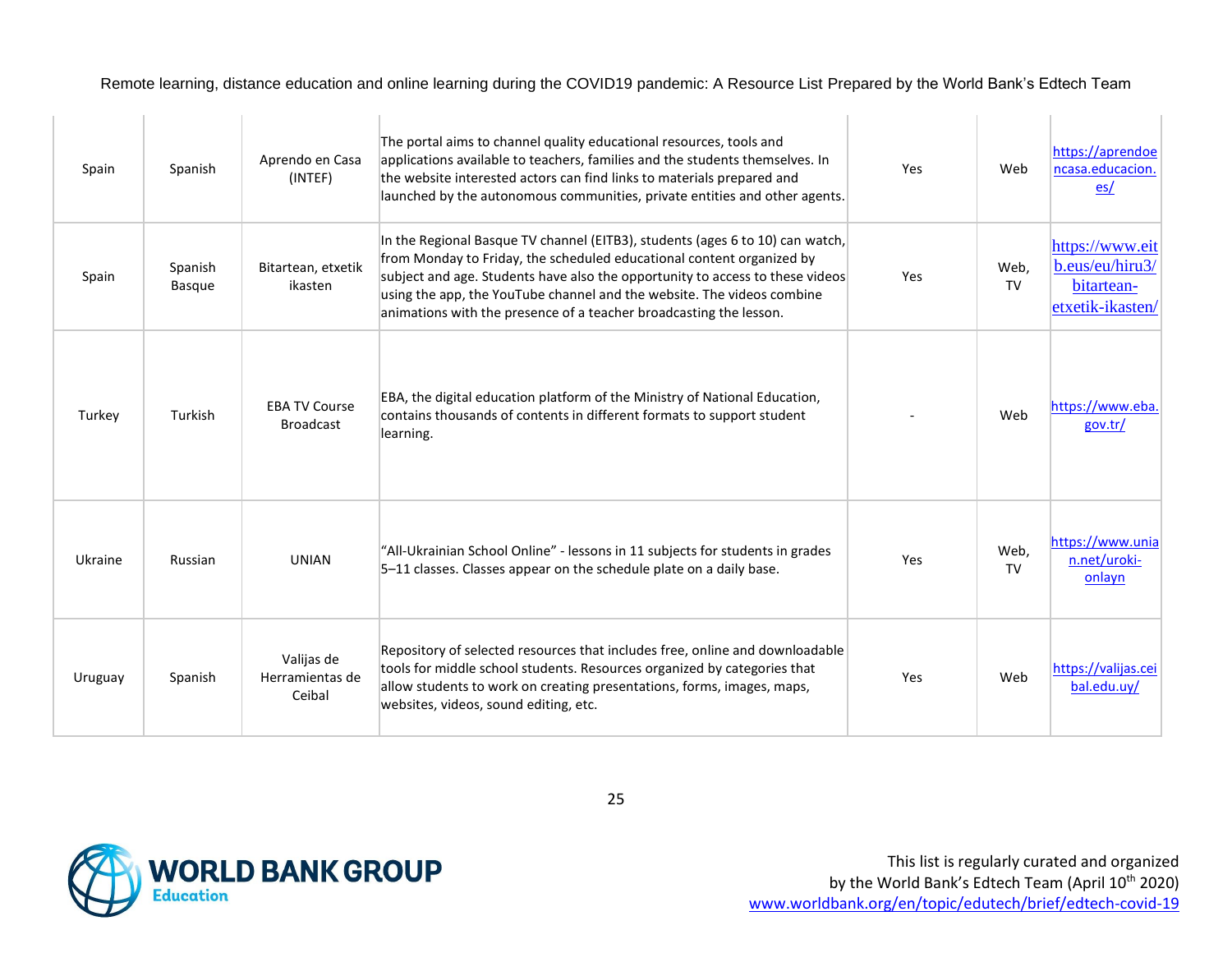| Spain | Spanish | Aprendo en Casa (INTEF) | The portal aims to channel quality educational resources, tools and applications available to teachers, families and the students themselves. In the website interested actors can find links to materials prepared and launched by the autonomous communities, private entities and other agents. | Yes | Web | https://aprendoencasa.educacion.es/ |
|---|---|---|---|---|---|---|
| Spain | Spanish Basque | Bitartean, etxetik ikasten | In the Regional Basque TV channel (EITB3), students (ages 6 to 10) can watch, from Monday to Friday, the scheduled educational content organized by subject and age. Students have also the opportunity to access to these videos using the app, the YouTube channel and the website. The videos combine animations with the presence of a teacher broadcasting the lesson. | Yes | Web, TV | https://www.eitb.eus/eu/hiru3/bitartean-etxetik-ikasten/ |
| Turkey | Turkish | EBA TV Course Broadcast | EBA, the digital education platform of the Ministry of National Education, contains thousands of contents in different formats to support student learning. | - | Web | https://www.eba.gov.tr/ |
| Ukraine | Russian | UNIAN | "All-Ukrainian School Online" - lessons in 11 subjects for students in grades 5–11 classes. Classes appear on the schedule plate on a daily base. | Yes | Web, TV | https://www.unian.net/uroki-onlayn |
| Uruguay | Spanish | Valijas de Herramientas de Ceibal | Repository of selected resources that includes free, online and downloadable tools for middle school students. Resources organized by categories that allow students to work on creating presentations, forms, images, maps, websites, videos, sound editing, etc. | Yes | Web | https://valijas.ceibal.edu.uy/ |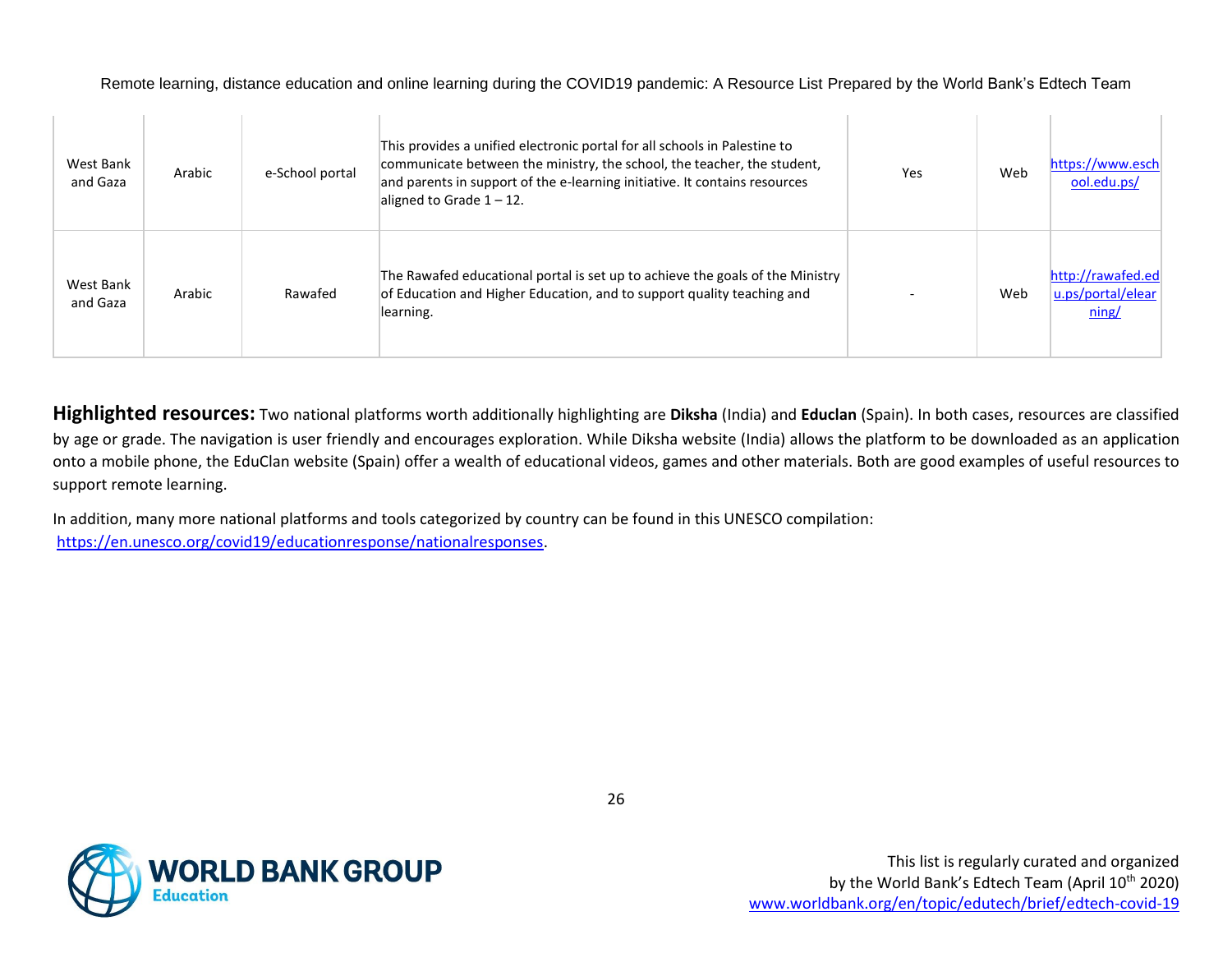| West Bank and Gaza | Arabic | e-School portal | This provides a unified electronic portal for all schools in Palestine to communicate between the ministry, the school, the teacher, the student, and parents in support of the e-learning initiative. It contains resources aligned to Grade 1 – 12. | Yes | Web | https://www.eschool.edu.ps/ |
|---|---|---|---|---|---|---|
| West Bank and Gaza | Arabic | Rawafed | The Rawafed educational portal is set up to achieve the goals of the Ministry of Education and Higher Education, and to support quality teaching and learning. | - | Web | http://rawafed.edu.ps/portal/elearning/ |

**Highlighted resources:** Two national platforms worth additionally highlighting are **Diksha** (India) and **Educlan** (Spain). In both cases, resources are classified by age or grade. The navigation is user friendly and encourages exploration. While Diksha website (India) allows the platform to be downloaded as an application onto a mobile phone, the EduClan website (Spain) offer a wealth of educational videos, games and other materials. Both are good examples of useful resources to support remote learning.

In addition, many more national platforms and tools categorized by country can be found in this UNESCO compilation: https://en.unesco.org/covid19/educationresponse/nationalresponses.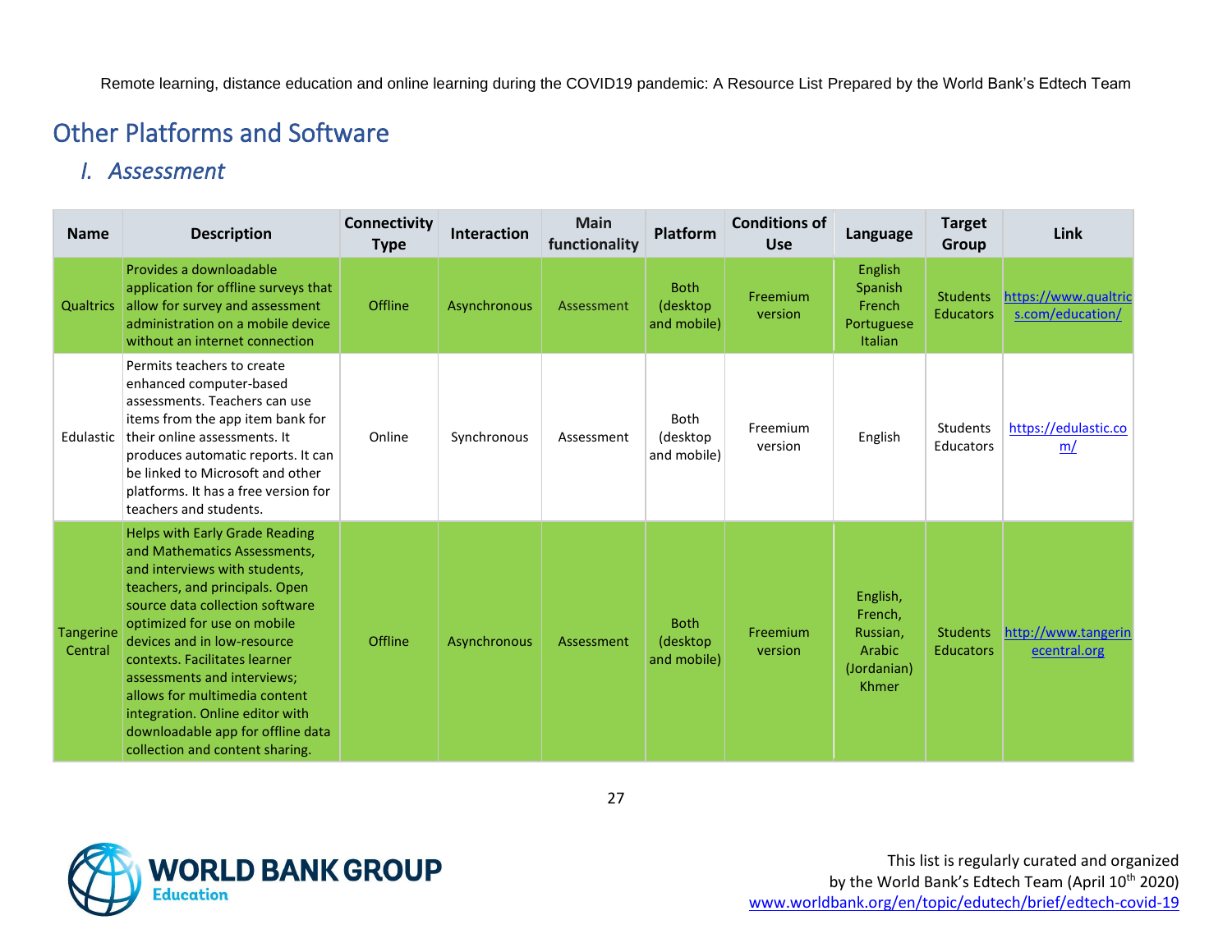## Other Platforms and Software

### *I. Assessment*

| Name | Description | Connectivity Type | Interaction | Main functionality | Platform | Conditions of Use | Language | Target Group | Link |
|---|---|---|---|---|---|---|---|---|---|
| Qualtrics | Provides a downloadable application for offline surveys that allow for survey and assessment administration on a mobile device without an internet connection | Offline | Asynchronous | Assessment | Both (desktop and mobile) | Freemium version | English Spanish French Portuguese Italian | Students Educators | https://www.qualtrics.com/education/ |
| Edulastic | Permits teachers to create enhanced computer-based assessments. Teachers can use items from the app item bank for their online assessments. It produces automatic reports. It can be linked to Microsoft and other platforms. It has a free version for teachers and students. | Online | Synchronous | Assessment | Both (desktop and mobile) | Freemium version | English | Students Educators | https://edulastic.com/ |
| Tangerine Central | Helps with Early Grade Reading and Mathematics Assessments, and interviews with students, teachers, and principals. Open source data collection software optimized for use on mobile devices and in low-resource contexts. Facilitates learner assessments and interviews; allows for multimedia content integration. Online editor with downloadable app for offline data collection and content sharing. | Offline | Asynchronous | Assessment | Both (desktop and mobile) | Freemium version | English, French, Russian, Arabic (Jordanian) Khmer | Students Educators | http://www.tangerinecentral.org |

This list is regularly curated and organized by the World Bank's Edtech Team (April 10th 2020)
www.worldbank.org/en/topic/edutech/brief/edtech-covid-19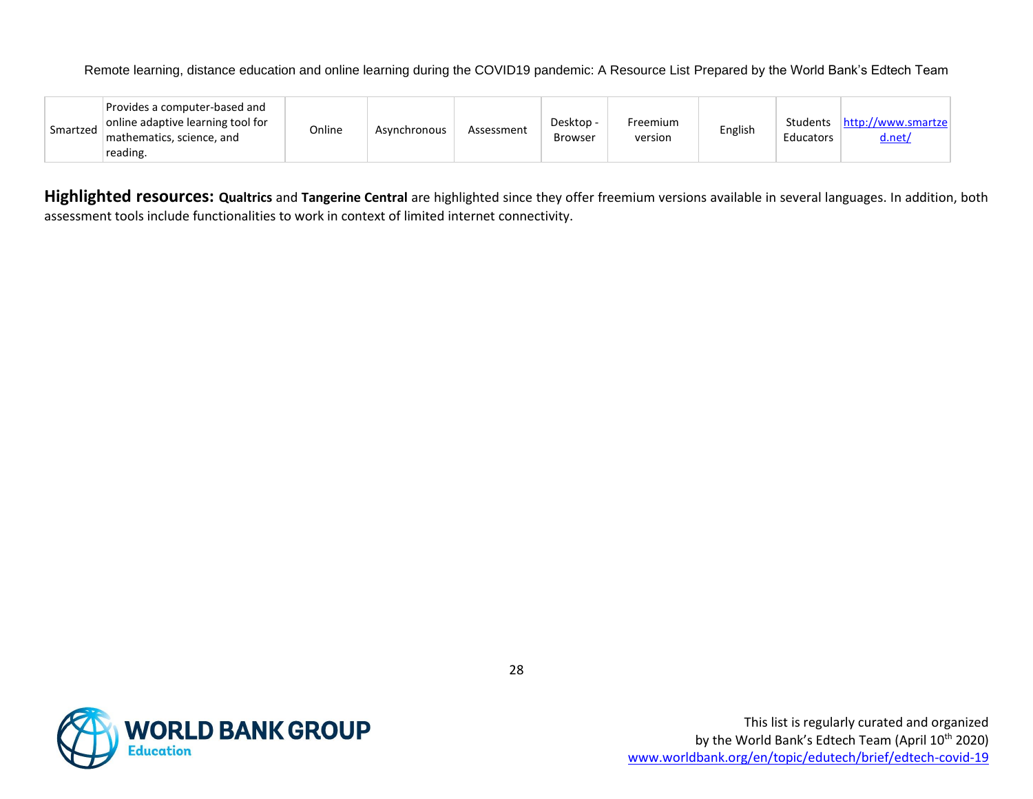| Smartzed | Provides a computer-based and online adaptive learning tool for mathematics, science, and reading. | Online | Asynchronous | Assessment | Desktop - Browser | Freemium version | English | Students Educators | http://www.smartzed.net/ |
|---|---|---|---|---|---|---|---|---|---|

**Highlighted resources:** **Qualtrics** and **Tangerine Central** are highlighted since they offer freemium versions available in several languages. In addition, both assessment tools include functionalities to work in context of limited internet connectivity.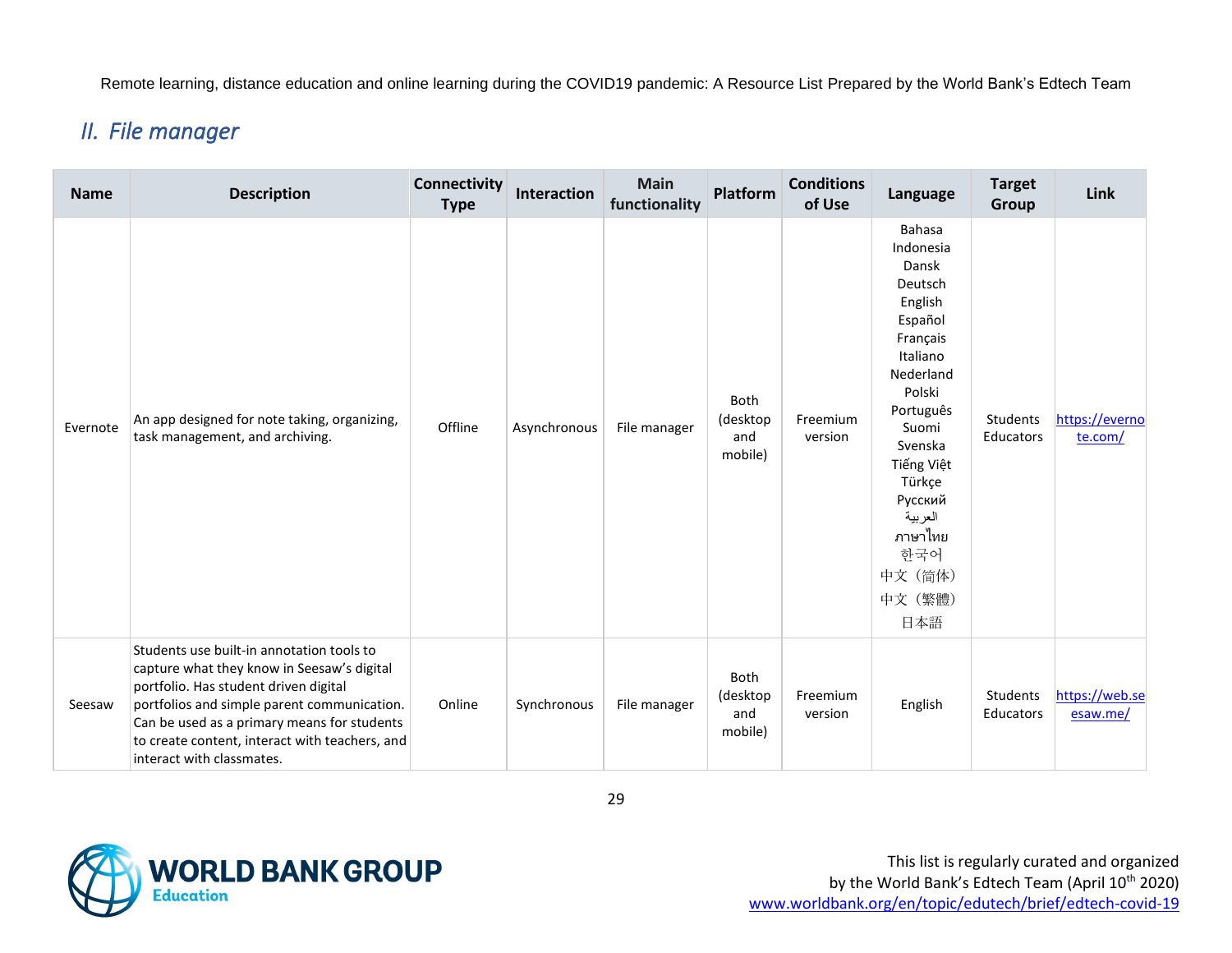## *II. File manager*

| Name | Description | Connectivity Type | Interaction | Main functionality | Platform | Conditions of Use | Language | Target Group | Link |
|---|---|---|---|---|---|---|---|---|---|
| Evernote | An app designed for note taking, organizing, task management, and archiving. | Offline | Asynchronous | File manager | Both (desktop and mobile) | Freemium version | Bahasa Indonesia<br>Dansk<br>Deutsch<br>English<br>Español<br>Français<br>Italiano<br>Nederland<br>Polski<br>Português<br>Suomi<br>Svenska<br>Tiếng Việt<br>Türkçe<br>Русский<br>العربية<br>ภาษาไทย<br>한국어<br>中文（简体）<br>中文（繁體）<br>日本語 | Students Educators | https://evernote.com/ |
| Seesaw | Students use built-in annotation tools to capture what they know in Seesaw's digital portfolio. Has student driven digital portfolios and simple parent communication. Can be used as a primary means for students to create content, interact with teachers, and interact with classmates. | Online | Synchronous | File manager | Both (desktop and mobile) | Freemium version | English | Students Educators | https://web.seesaw.me/ |

This list is regularly curated and organized by the World Bank's Edtech Team (April 10th 2020)
www.worldbank.org/en/topic/edutech/brief/edtech-covid-19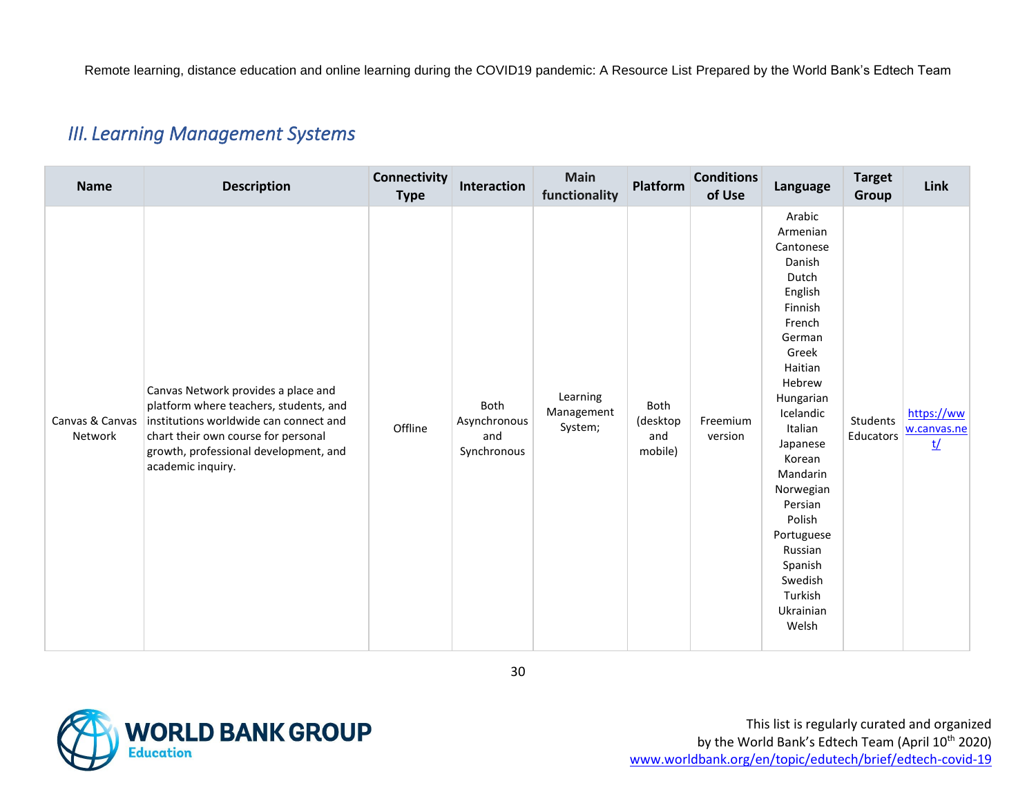## *III. Learning Management Systems*

| Name | Description | Connectivity Type | Interaction | Main functionality | Platform | Conditions of Use | Language | Target Group | Link |
|---|---|---|---|---|---|---|---|---|---|
| Canvas & Canvas Network | Canvas Network provides a place and platform where teachers, students, and institutions worldwide can connect and chart their own course for personal growth, professional development, and academic inquiry. | Offline | Both Asynchronous and Synchronous | Learning Management System; | Both (desktop and mobile) | Freemium version | Arabic Armenian Cantonese Danish Dutch English Finnish French German Greek Haitian Hebrew Hungarian Icelandic Italian Japanese Korean Mandarin Norwegian Persian Polish Portuguese Russian Spanish Swedish Turkish Ukrainian Welsh | Students Educators | https://www.canvas.net/ |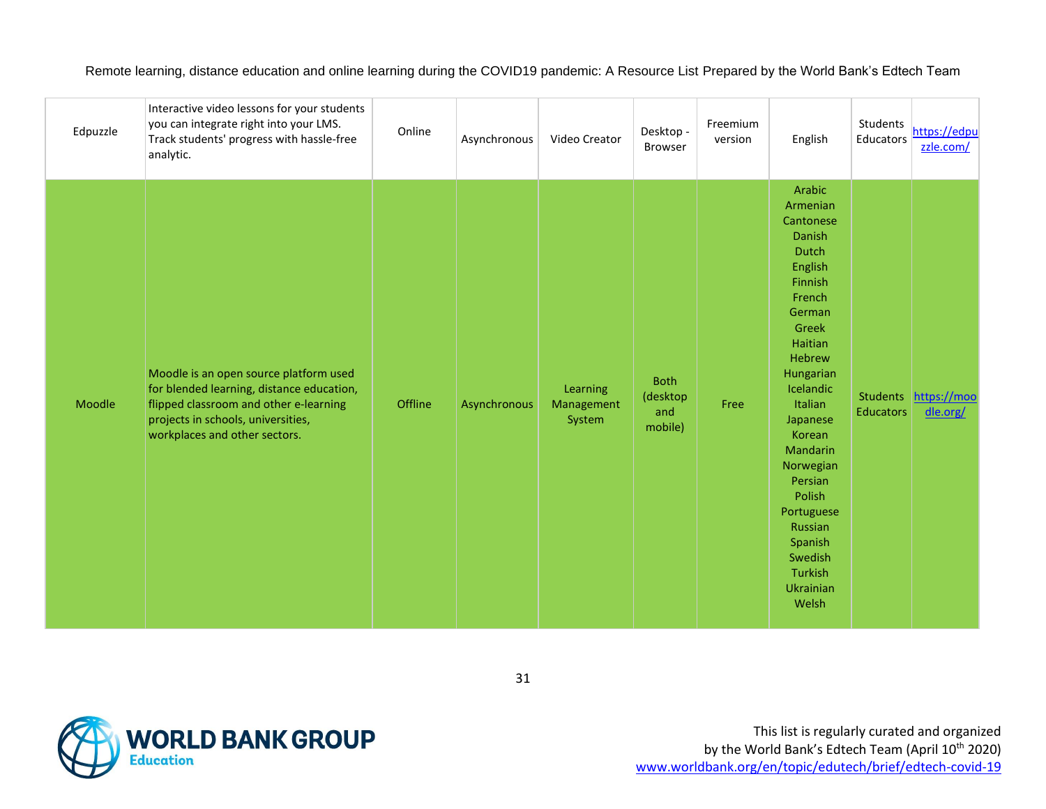| | | | | | | | | | |
|---|---|---|---|---|---|---|---|---|---|
| Edpuzzle | Interactive video lessons for your students you can integrate right into your LMS. Track students' progress with hassle-free analytic. | Online | Asynchronous | Video Creator | Desktop - Browser | Freemium version | English | Students Educators | https://edpuzzle.com/ |
| Moodle | Moodle is an open source platform used for blended learning, distance education, flipped classroom and other e-learning projects in schools, universities, workplaces and other sectors. | Offline | Asynchronous | Learning Management System | Both (desktop and mobile) | Free | Arabic Armenian Cantonese Danish Dutch English Finnish French German Greek Haitian Hebrew Hungarian Icelandic Italian Japanese Korean Mandarin Norwegian Persian Polish Portuguese Russian Spanish Swedish Turkish Ukrainian Welsh | Students Educators | https://moodle.org/ |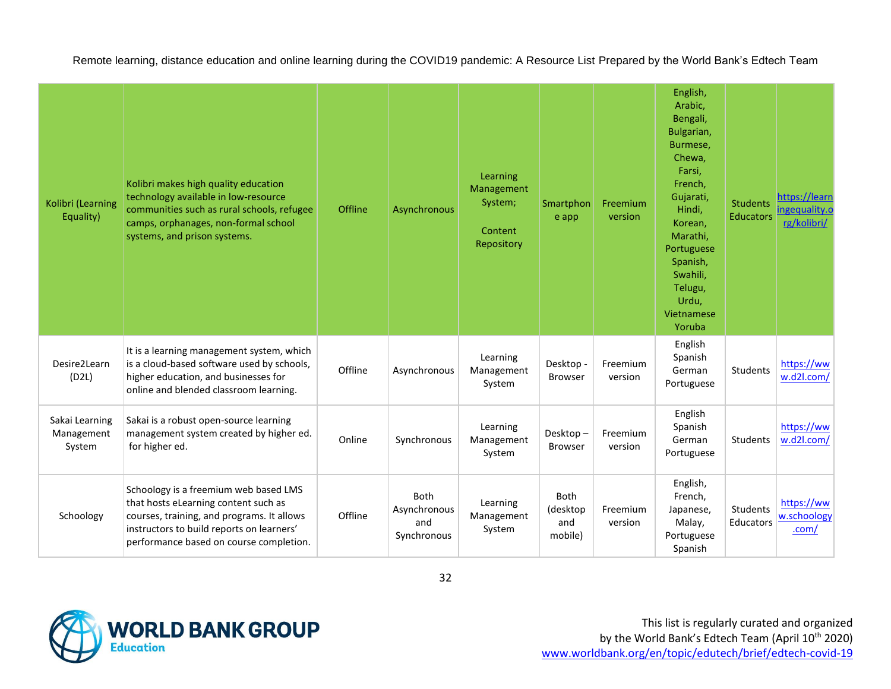| Kolibri (Learning Equality) | Kolibri makes high quality education technology available in low-resource communities such as rural schools, refugee camps, orphanages, non-formal school systems, and prison systems. | Offline | Asynchronous | Learning Management System; Content Repository | Smartphone app | Freemium version | English, Arabic, Bengali, Bulgarian, Burmese, Chewa, Farsi, French, Gujarati, Hindi, Korean, Marathi, Portuguese Spanish, Swahili, Telugu, Urdu, Vietnamese Yoruba | Students Educators | https://learningequality.org/kolibri/ |
|---|---|---|---|---|---|---|---|---|---|
| Desire2Learn (D2L) | It is a learning management system, which is a cloud-based software used by schools, higher education, and businesses for online and blended classroom learning. | Offline | Asynchronous | Learning Management System | Desktop - Browser | Freemium version | English Spanish German Portuguese | Students | https://www.d2l.com/ |
| Sakai Learning Management System | Sakai is a robust open-source learning management system created by higher ed. for higher ed. | Online | Synchronous | Learning Management System | Desktop – Browser | Freemium version | English Spanish German Portuguese | Students | https://www.d2l.com/ |
| Schoology | Schoology is a freemium web based LMS that hosts eLearning content such as courses, training, and programs. It allows instructors to build reports on learners' performance based on course completion. | Offline | Both Asynchronous and Synchronous | Learning Management System | Both (desktop and mobile) | Freemium version | English, French, Japanese, Malay, Portuguese Spanish | Students Educators | https://www.schoology.com/ |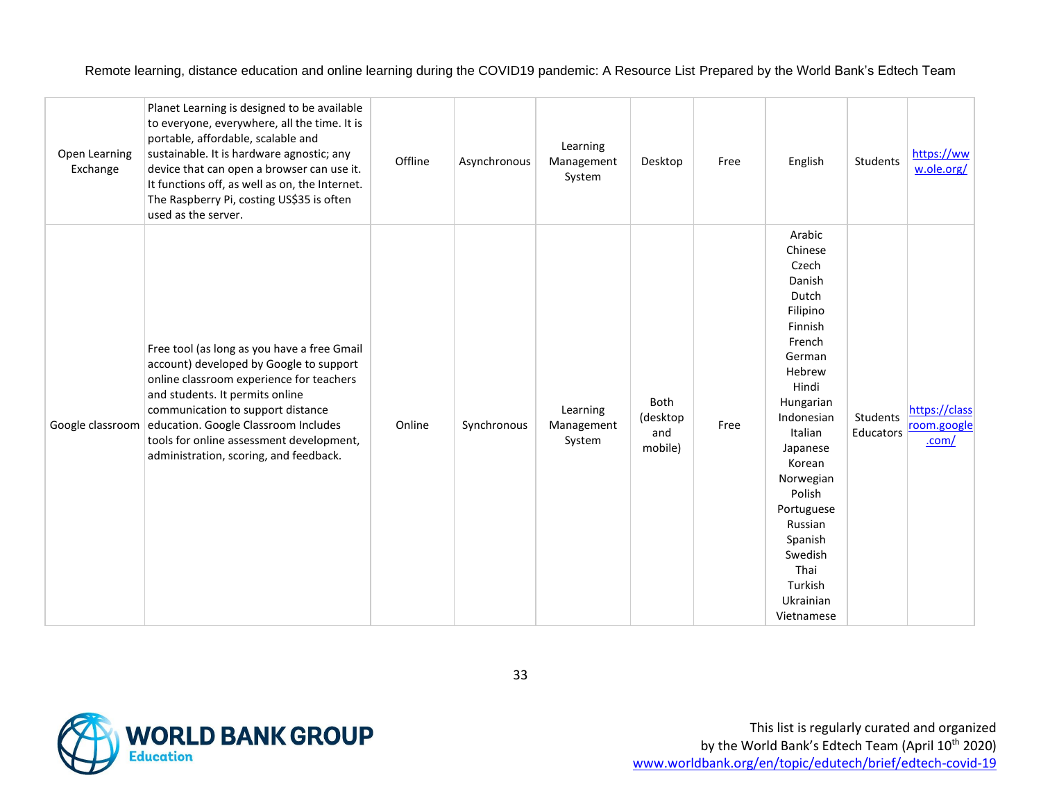| Open Learning Exchange | Planet Learning is designed to be available to everyone, everywhere, all the time. It is portable, affordable, scalable and sustainable. It is hardware agnostic; any device that can open a browser can use it. It functions off, as well as on, the Internet. The Raspberry Pi, costing US$35 is often used as the server. | Offline | Asynchronous | Learning Management System | Desktop | Free | English | Students | https://www.ole.org/ |
|---|---|---|---|---|---|---|---|---|---|
| Google classroom | Free tool (as long as you have a free Gmail account) developed by Google to support online classroom experience for teachers and students. It permits online communication to support distance education. Google Classroom Includes tools for online assessment development, administration, scoring, and feedback. | Online | Synchronous | Learning Management System | Both (desktop and mobile) | Free | Arabic Chinese Czech Danish Dutch Filipino Finnish French German Hebrew Hindi Hungarian Indonesian Italian Japanese Korean Norwegian Polish Portuguese Russian Spanish Swedish Thai Turkish Ukrainian Vietnamese | Students Educators | https://classroom.google.com/ |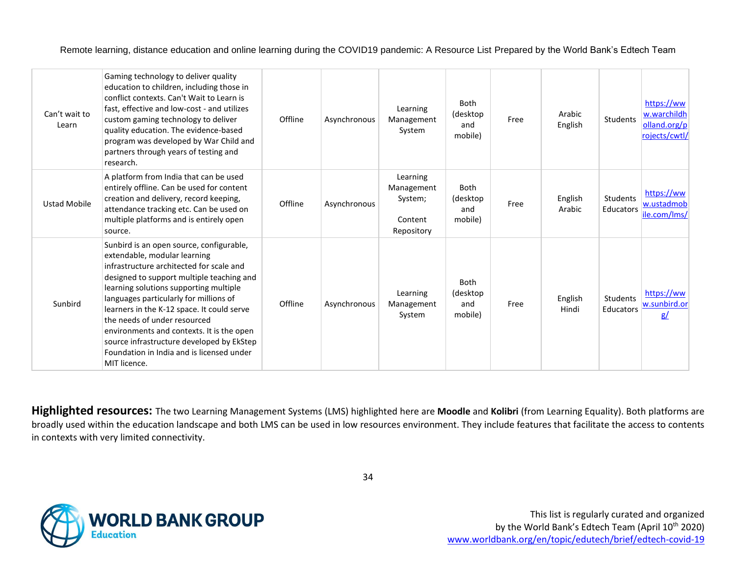| Can't wait to Learn | Gaming technology to deliver quality education to children, including those in conflict contexts. Can't Wait to Learn is fast, effective and low-cost - and utilizes custom gaming technology to deliver quality education. The evidence-based program was developed by War Child and partners through years of testing and research. | Offline | Asynchronous | Learning Management System | Both (desktop and mobile) | Free | Arabic English | Students | https://www.warchildholland.org/projects/cwtl/ |
|---|---|---|---|---|---|---|---|---|---|
| Ustad Mobile | A platform from India that can be used entirely offline. Can be used for content creation and delivery, record keeping, attendance tracking etc. Can be used on multiple platforms and is entirely open source. | Offline | Asynchronous | Learning Management System; Content Repository | Both (desktop and mobile) | Free | English Arabic | Students Educators | https://www.ustadmobile.com/lms/ |
| Sunbird | Sunbird is an open source, configurable, extendable, modular learning infrastructure architected for scale and designed to support multiple teaching and learning solutions supporting multiple languages particularly for millions of learners in the K-12 space. It could serve the needs of under resourced environments and contexts. It is the open source infrastructure developed by EkStep Foundation in India and is licensed under MIT licence. | Offline | Asynchronous | Learning Management System | Both (desktop and mobile) | Free | English Hindi | Students Educators | https://www.sunbird.org/ |

**Highlighted resources:** The two Learning Management Systems (LMS) highlighted here are **Moodle** and **Kolibri** (from Learning Equality). Both platforms are broadly used within the education landscape and both LMS can be used in low resources environment. They include features that facilitate the access to contents in contexts with very limited connectivity.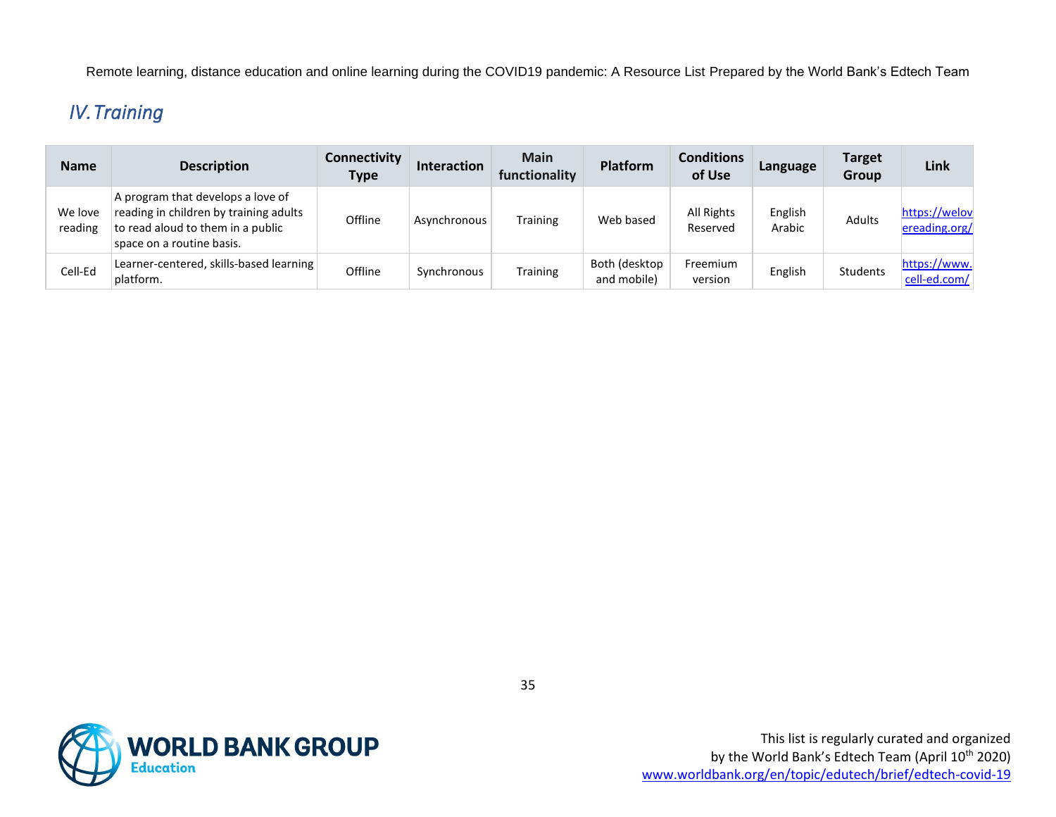## *IV. Training*

| Name | Description | Connectivity Type | Interaction | Main functionality | Platform | Conditions of Use | Language | Target Group | Link |
|---|---|---|---|---|---|---|---|---|---|
| We love reading | A program that develops a love of reading in children by training adults to read aloud to them in a public space on a routine basis. | Offline | Asynchronous | Training | Web based | All Rights Reserved | English Arabic | Adults | https://welovereading.org/ |
| Cell-Ed | Learner-centered, skills-based learning platform. | Offline | Synchronous | Training | Both (desktop and mobile) | Freemium version | English | Students | https://www.cell-ed.com/ |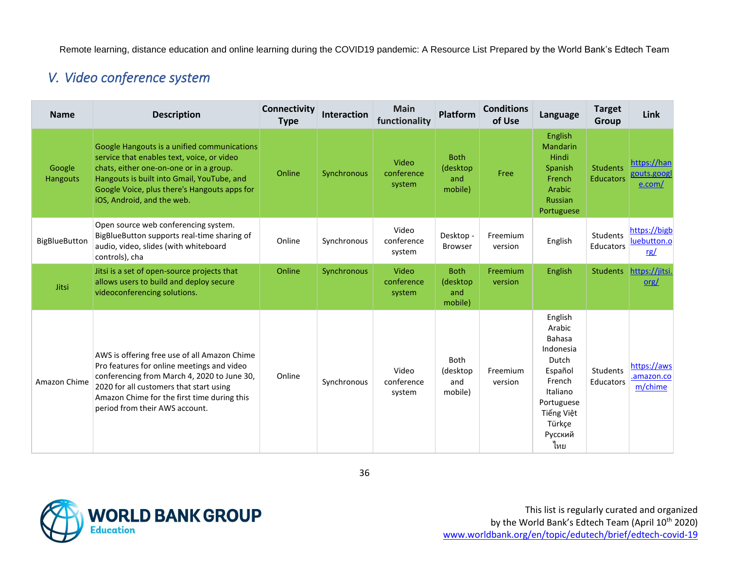## V. Video conference system

| Name | Description | Connectivity Type | Interaction | Main functionality | Platform | Conditions of Use | Language | Target Group | Link |
|---|---|---|---|---|---|---|---|---|---|
| Google Hangouts | Google Hangouts is a unified communications service that enables text, voice, or video chats, either one-on-one or in a group. Hangouts is built into Gmail, YouTube, and Google Voice, plus there's Hangouts apps for iOS, Android, and the web. | Online | Synchronous | Video conference system | Both (desktop and mobile) | Free | English Mandarin Hindi Spanish French Arabic Russian Portuguese | Students Educators | https://hangouts.google.com/ |
| BigBlueButton | Open source web conferencing system. BigBlueButton supports real-time sharing of audio, video, slides (with whiteboard controls), cha | Online | Synchronous | Video conference system | Desktop - Browser | Freemium version | English | Students Educators | https://bigbluebutton.org/ |
| Jitsi | Jitsi is a set of open-source projects that allows users to build and deploy secure videoconferencing solutions. | Online | Synchronous | Video conference system | Both (desktop and mobile) | Freemium version | English | Students | https://jitsi.org/ |
| Amazon Chime | AWS is offering free use of all Amazon Chime Pro features for online meetings and video conferencing from March 4, 2020 to June 30, 2020 for all customers that start using Amazon Chime for the first time during this period from their AWS account. | Online | Synchronous | Video conference system | Both (desktop and mobile) | Freemium version | English Arabic Bahasa Indonesia Dutch Español French Italiano Portuguese Tiếng Việt Türkçe Русский ไทย | Students Educators | https://aws.amazon.com/chime |

This list is regularly curated and organized by the World Bank's Edtech Team (April 10th 2020) www.worldbank.org/en/topic/edutech/brief/edtech-covid-19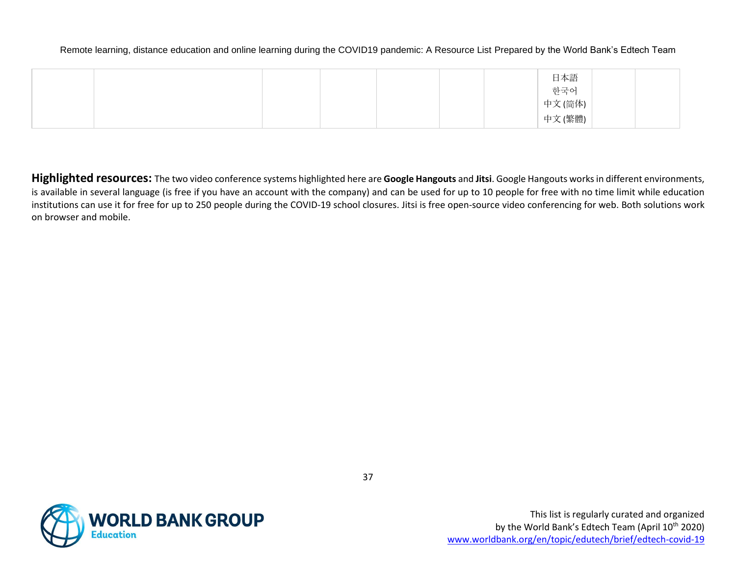| | | | | | | | | | |
|---|---|---|---|---|---|---|---|---|---|
| | | | | | | | 日本語<br>한국어<br>中文 (简体)<br>中文 (繁體) | | |

**Highlighted resources:** The two video conference systems highlighted here are **Google Hangouts** and **Jitsi**. Google Hangouts works in different environments, is available in several language (is free if you have an account with the company) and can be used for up to 10 people for free with no time limit while education institutions can use it for free for up to 250 people during the COVID-19 school closures. Jitsi is free open-source video conferencing for web. Both solutions work on browser and mobile.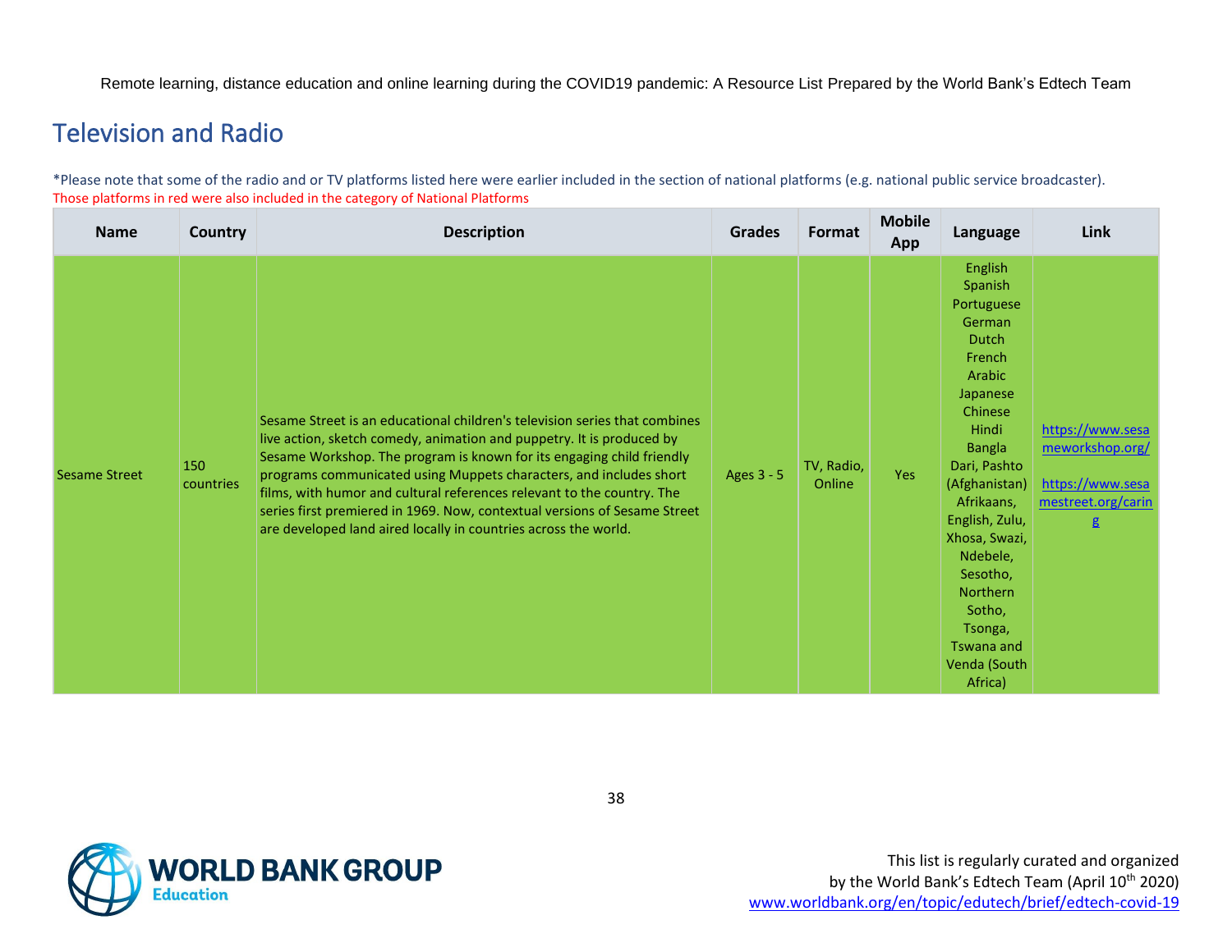## Television and Radio

*Please note that some of the radio and or TV platforms listed here were earlier included in the section of national platforms (e.g. national public service broadcaster).
Those platforms in red were also included in the category of National Platforms

| Name | Country | Description | Grades | Format | Mobile App | Language | Link |
|---|---|---|---|---|---|---|---|
| Sesame Street | 150 countries | Sesame Street is an educational children's television series that combines live action, sketch comedy, animation and puppetry. It is produced by Sesame Workshop. The program is known for its engaging child friendly programs communicated using Muppets characters, and includes short films, with humor and cultural references relevant to the country. The series first premiered in 1969. Now, contextual versions of Sesame Street are developed land aired locally in countries across the world. | Ages 3 - 5 | TV, Radio, Online | Yes | English Spanish Portuguese German Dutch French Arabic Japanese Chinese Hindi Bangla Dari, Pashto (Afghanistan) Afrikaans, English, Zulu, Xhosa, Swazi, Ndebele, Sesotho, Northern Sotho, Tsonga, Tswana and Venda (South Africa) | https://www.sesameworkshop.org/ https://www.sesamestreet.org/caring |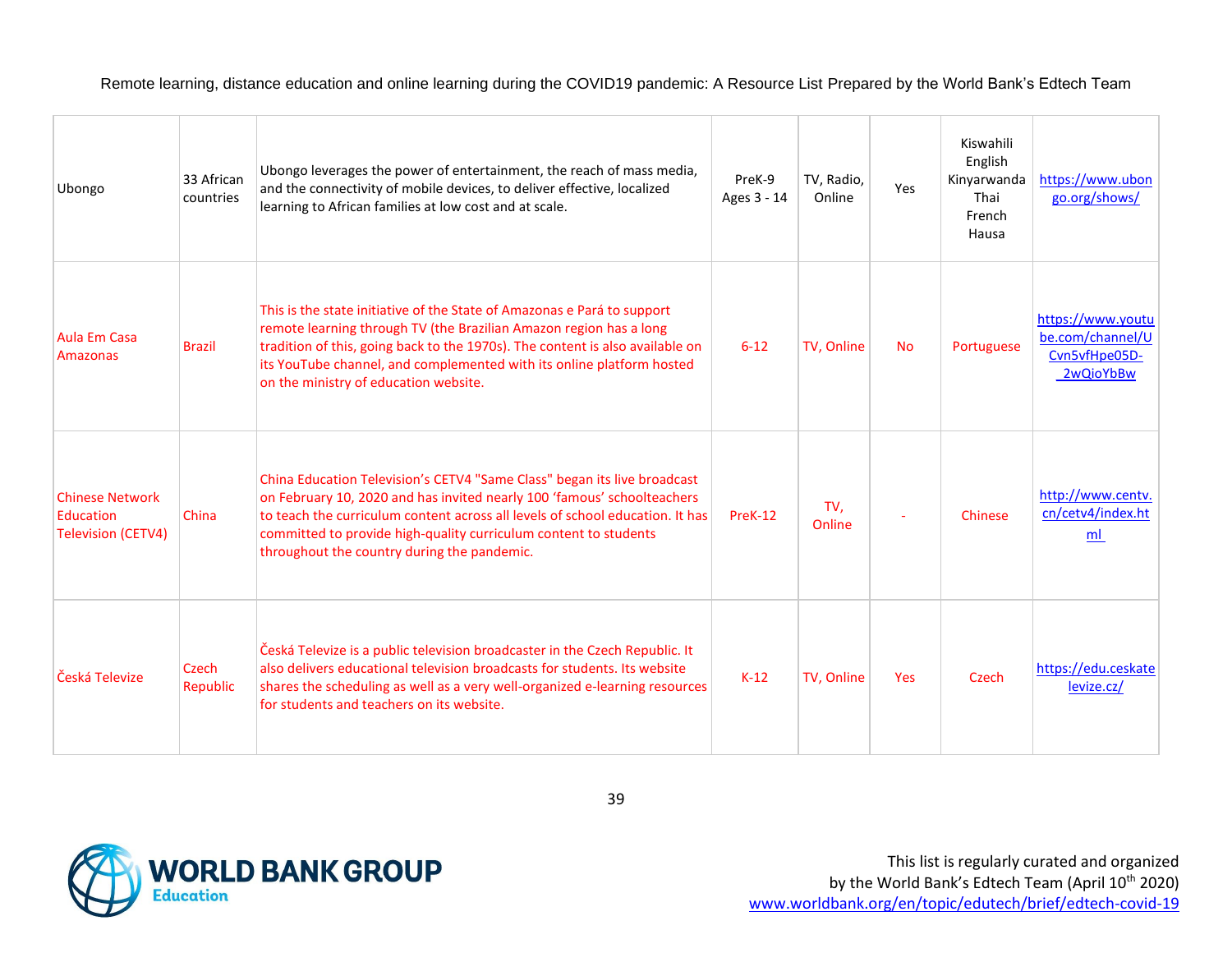| Ubongo | 33 African countries | Ubongo leverages the power of entertainment, the reach of mass media, and the connectivity of mobile devices, to deliver effective, localized learning to African families at low cost and at scale. | PreK-9 Ages 3 - 14 | TV, Radio, Online | Yes | Kiswahili English Kinyarwanda Thai French Hausa | https://www.ubongo.org/shows/ |
|---|---|---|---|---|---|---|---|
| Aula Em Casa Amazonas | Brazil | This is the state initiative of the State of Amazonas e Pará to support remote learning through TV (the Brazilian Amazon region has a long tradition of this, going back to the 1970s). The content is also available on its YouTube channel, and complemented with its online platform hosted on the ministry of education website. | 6-12 | TV, Online | No | Portuguese | https://www.youtube.com/channel/UCvn5vfHpe05D-2wQioYbBw |
| Chinese Network Education Television (CETV4) | China | China Education Television's CETV4 "Same Class" began its live broadcast on February 10, 2020 and has invited nearly 100 'famous' schoolteachers to teach the curriculum content across all levels of school education. It has committed to provide high-quality curriculum content to students throughout the country during the pandemic. | PreK-12 | TV, Online | - | Chinese | http://www.centv.cn/cetv4/index.html |
| Česká Televize | Czech Republic | Česká Televize is a public television broadcaster in the Czech Republic. It also delivers educational television broadcasts for students. Its website shares the scheduling as well as a very well-organized e-learning resources for students and teachers on its website. | K-12 | TV, Online | Yes | Czech | https://edu.ceskatelevize.cz/ |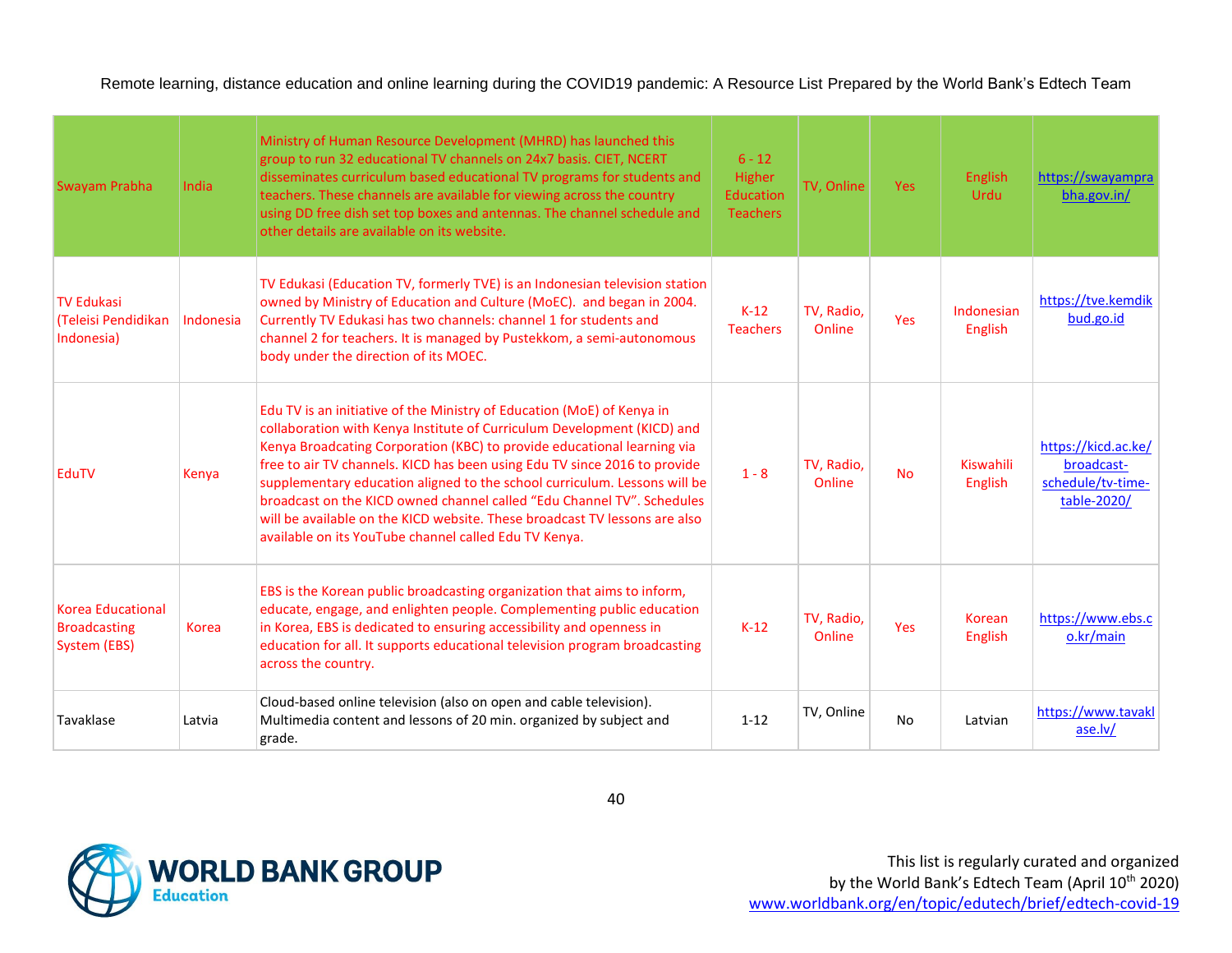| | | | | | | | |
|---|---|---|---|---|---|---|---|
| Swayam Prabha | India | Ministry of Human Resource Development (MHRD) has launched this group to run 32 educational TV channels on 24x7 basis. CIET, NCERT disseminates curriculum based educational TV programs for students and teachers. These channels are available for viewing across the country using DD free dish set top boxes and antennas. The channel schedule and other details are available on its website. | 6 - 12 Higher Education Teachers | TV, Online | Yes | English Urdu | https://swayamprabha.gov.in/ |
| TV Edukasi (Teleisi Pendidikan Indonesia) | Indonesia | TV Edukasi (Education TV, formerly TVE) is an Indonesian television station owned by Ministry of Education and Culture (MoEC). and began in 2004. Currently TV Edukasi has two channels: channel 1 for students and channel 2 for teachers. It is managed by Pustekkom, a semi-autonomous body under the direction of its MOEC. | K-12 Teachers | TV, Radio, Online | Yes | Indonesian English | https://tve.kemdikbud.go.id |
| EduTV | Kenya | Edu TV is an initiative of the Ministry of Education (MoE) of Kenya in collaboration with Kenya Institute of Curriculum Development (KICD) and Kenya Broadcating Corporation (KBC) to provide educational learning via free to air TV channels. KICD has been using Edu TV since 2016 to provide supplementary education aligned to the school curriculum. Lessons will be broadcast on the KICD owned channel called "Edu Channel TV". Schedules will be available on the KICD website. These broadcast TV lessons are also available on its YouTube channel called Edu TV Kenya. | 1 - 8 | TV, Radio, Online | No | Kiswahili English | https://kicd.ac.ke/broadcast-schedule/tv-time-table-2020/ |
| Korea Educational Broadcasting System (EBS) | Korea | EBS is the Korean public broadcasting organization that aims to inform, educate, engage, and enlighten people. Complementing public education in Korea, EBS is dedicated to ensuring accessibility and openness in education for all. It supports educational television program broadcasting across the country. | K-12 | TV, Radio, Online | Yes | Korean English | https://www.ebs.co.kr/main |
| Tavaklase | Latvia | Cloud-based online television (also on open and cable television). Multimedia content and lessons of 20 min. organized by subject and grade. | 1-12 | TV, Online | No | Latvian | https://www.tavaklase.lv/ |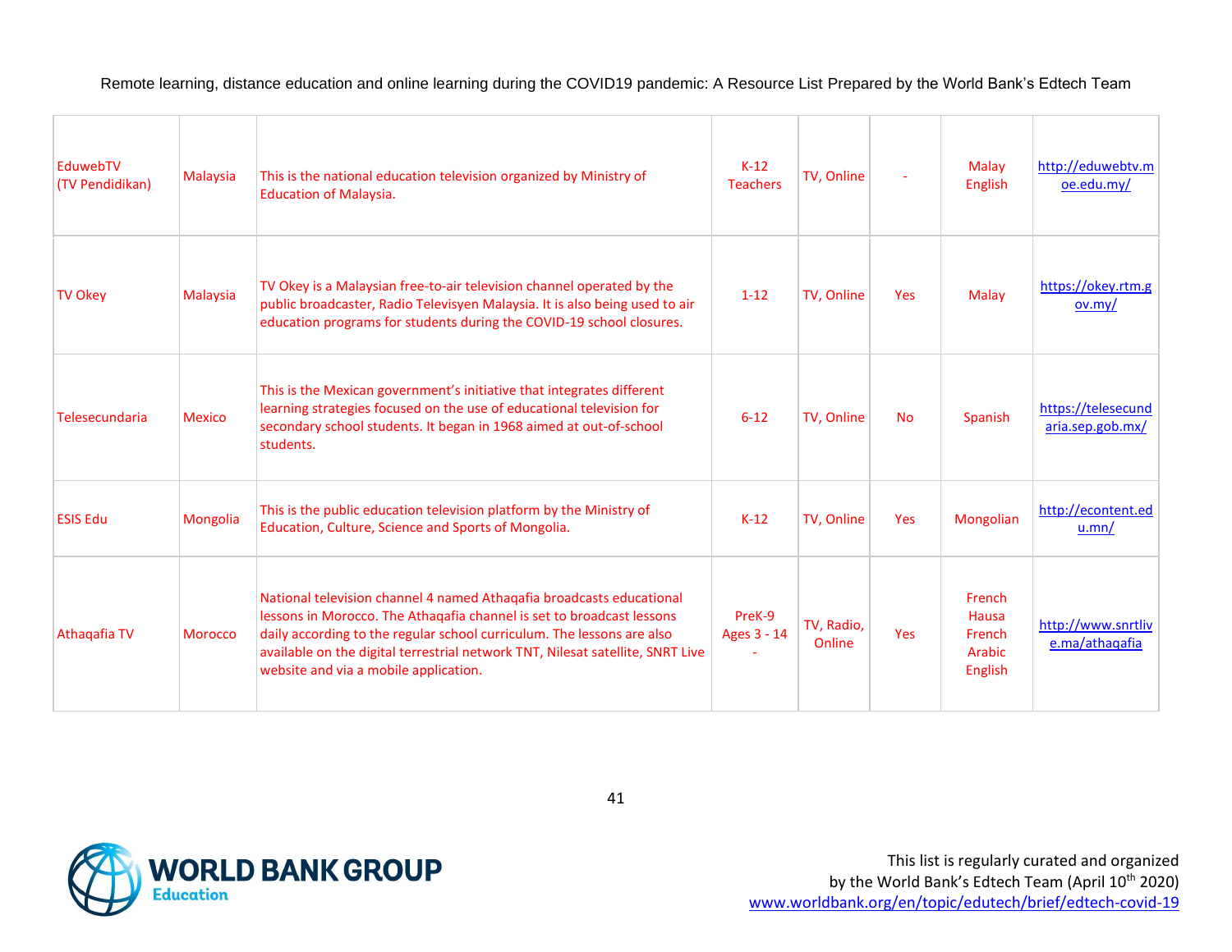| | | | | | | | |
|---|---|---|---|---|---|---|---|
| EduwebTV (TV Pendidikan) | Malaysia | This is the national education television organized by Ministry of Education of Malaysia. | K-12 Teachers | TV, Online | - | Malay English | http://eduwebtv.moe.edu.my/ |
| TV Okey | Malaysia | TV Okey is a Malaysian free-to-air television channel operated by the public broadcaster, Radio Televisyen Malaysia. It is also being used to air education programs for students during the COVID-19 school closures. | 1-12 | TV, Online | Yes | Malay | https://okey.rtm.gov.my/ |
| Telesecundaria | Mexico | This is the Mexican government's initiative that integrates different learning strategies focused on the use of educational television for secondary school students. It began in 1968 aimed at out-of-school students. | 6-12 | TV, Online | No | Spanish | https://telesecundaria.sep.gob.mx/ |
| ESIS Edu | Mongolia | This is the public education television platform by the Ministry of Education, Culture, Science and Sports of Mongolia. | K-12 | TV, Online | Yes | Mongolian | http://econtent.edu.mn/ |
| Athaqafia TV | Morocco | National television channel 4 named Athaqafia broadcasts educational lessons in Morocco. The Athaqafia channel is set to broadcast lessons daily according to the regular school curriculum. The lessons are also available on the digital terrestrial network TNT, Nilesat satellite, SNRT Live website and via a mobile application. | PreK-9 Ages 3 - 14 - | TV, Radio, Online | Yes | French Hausa French Arabic English | http://www.snrtlive.ma/athaqafia |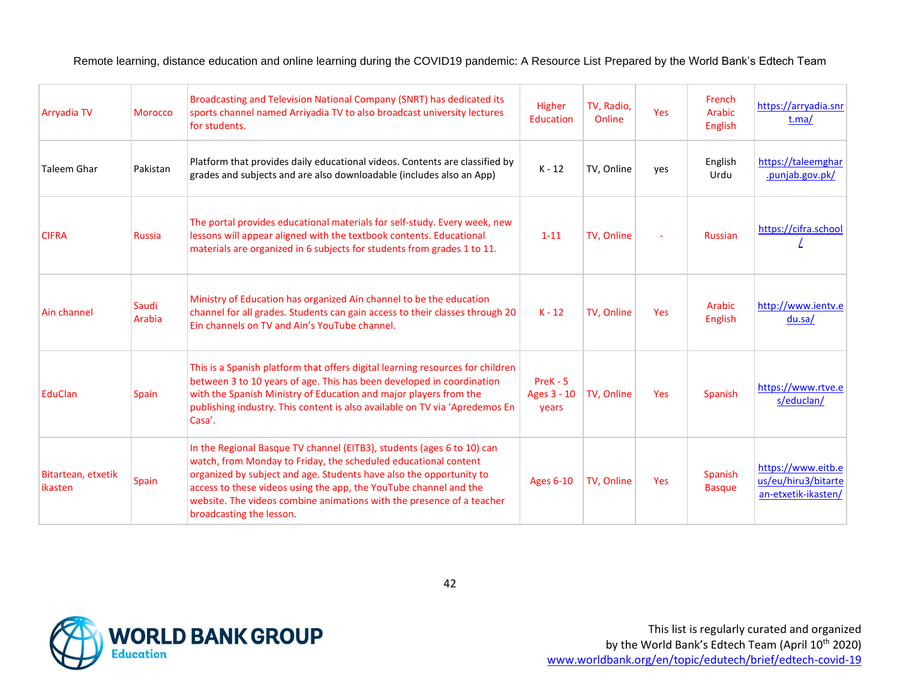| | | | | | | | |
|---|---|---|---|---|---|---|---|
| Arryadia TV | Morocco | Broadcasting and Television National Company (SNRT) has dedicated its sports channel named Arriyadia TV to also broadcast university lectures for students. | Higher Education | TV, Radio, Online | Yes | French Arabic English | https://arryadia.snrt.ma/ |
| Taleem Ghar | Pakistan | Platform that provides daily educational videos. Contents are classified by grades and subjects and are also downloadable (includes also an App) | K - 12 | TV, Online | yes | English Urdu | https://taleemghar.punjab.gov.pk/ |
| CIFRA | Russia | The portal provides educational materials for self-study. Every week, new lessons will appear aligned with the textbook contents. Educational materials are organized in 6 subjects for students from grades 1 to 11. | 1-11 | TV, Online | - | Russian | https://cifra.school/ |
| Ain channel | Saudi Arabia | Ministry of Education has organized Ain channel to be the education channel for all grades. Students can gain access to their classes through 20 Ein channels on TV and Ain's YouTube channel. | K - 12 | TV, Online | Yes | Arabic English | http://www.ientv.edu.sa/ |
| EduClan | Spain | This is a Spanish platform that offers digital learning resources for children between 3 to 10 years of age. This has been developed in coordination with the Spanish Ministry of Education and major players from the publishing industry. This content is also available on TV via 'Apredemos En Casa'. | PreK - 5 Ages 3 - 10 years | TV, Online | Yes | Spanish | https://www.rtve.es/educlan/ |
| Bitartean, etxetik ikasten | Spain | In the Regional Basque TV channel (EITB3), students (ages 6 to 10) can watch, from Monday to Friday, the scheduled educational content organized by subject and age. Students have also the opportunity to access to these videos using the app, the YouTube channel and the website. The videos combine animations with the presence of a teacher broadcasting the lesson. | Ages 6-10 | TV, Online | Yes | Spanish Basque | https://www.eitb.eus/eu/hiru3/bitartean-etxetik-ikasten/ |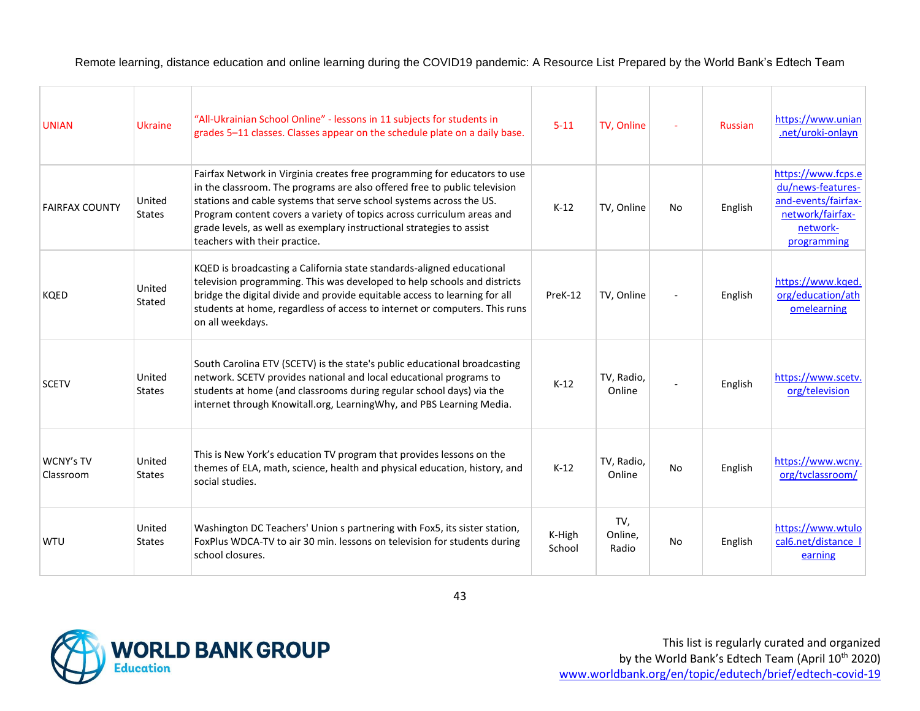| UNIAN | Ukraine | "All-Ukrainian School Online" - lessons in 11 subjects for students in grades 5–11 classes. Classes appear on the schedule plate on a daily base. | 5-11 | TV, Online | - | Russian | https://www.unian.net/uroki-onlayn |
|---|---|---|---|---|---|---|---|
| FAIRFAX COUNTY | United States | Fairfax Network in Virginia creates free programming for educators to use in the classroom. The programs are also offered free to public television stations and cable systems that serve school systems across the US. Program content covers a variety of topics across curriculum areas and grade levels, as well as exemplary instructional strategies to assist teachers with their practice. | K-12 | TV, Online | No | English | https://www.fcps.edu/news-features-and-events/fairfax-network/fairfax-network-programming |
| KQED | United Stated | KQED is broadcasting a California state standards-aligned educational television programming. This was developed to help schools and districts bridge the digital divide and provide equitable access to learning for all students at home, regardless of access to internet or computers. This runs on all weekdays. | PreK-12 | TV, Online | - | English | https://www.kqed.org/education/athomelearning |
| SCETV | United States | South Carolina ETV (SCETV) is the state's public educational broadcasting network. SCETV provides national and local educational programs to students at home (and classrooms during regular school days) via the internet through Knowitall.org, LearningWhy, and PBS Learning Media. | K-12 | TV, Radio, Online | - | English | https://www.scetv.org/television |
| WCNY's TV Classroom | United States | This is New York's education TV program that provides lessons on the themes of ELA, math, science, health and physical education, history, and social studies. | K-12 | TV, Radio, Online | No | English | https://www.wcny.org/tvclassroom/ |
| WTU | United States | Washington DC Teachers' Union s partnering with Fox5, its sister station, FoxPlus WDCA-TV to air 30 min. lessons on television for students during school closures. | K-High School | TV, Online, Radio | No | English | https://www.wtulocal6.net/distance_learning |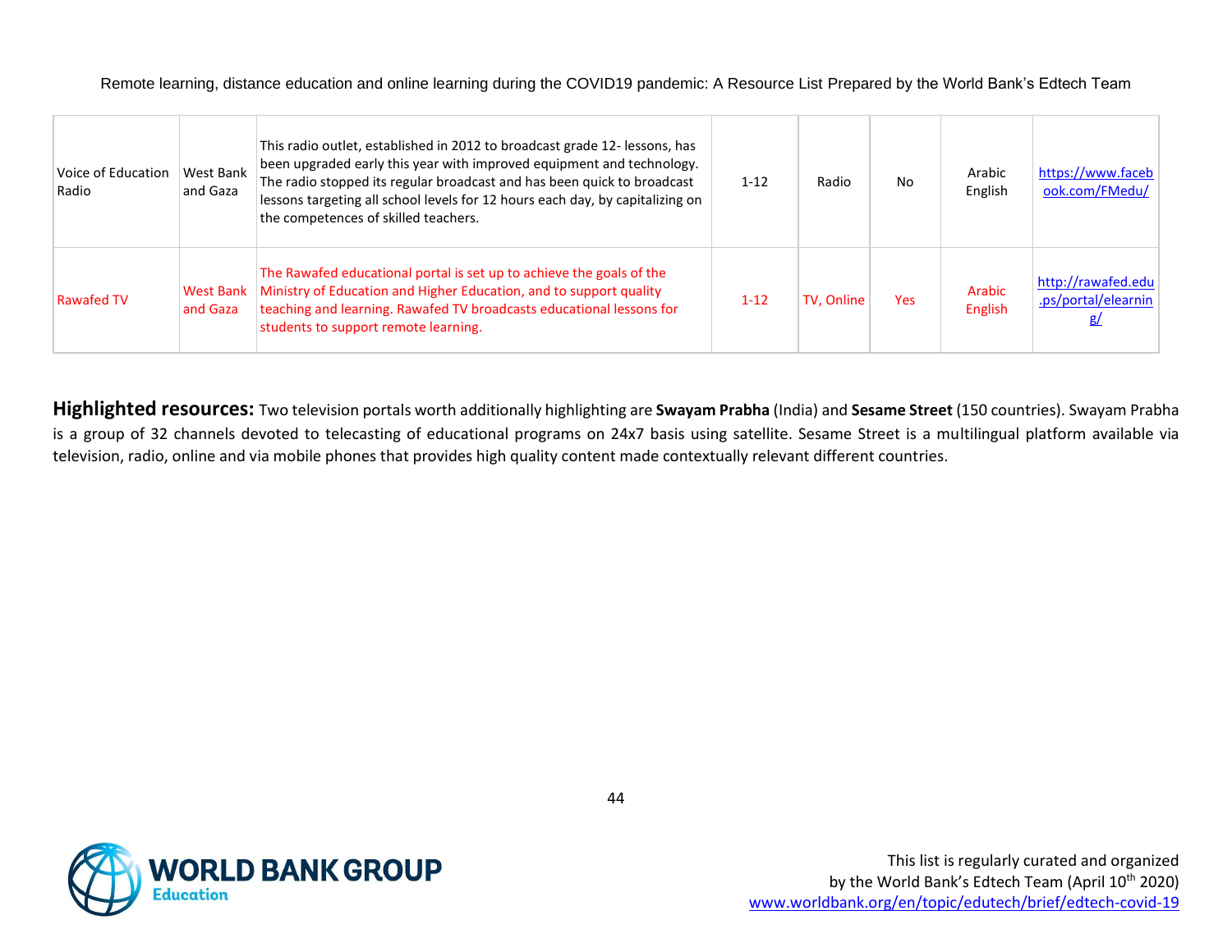| | | | | | | | |
|---|---|---|---|---|---|---|---|
| Voice of Education Radio | West Bank and Gaza | This radio outlet, established in 2012 to broadcast grade 12- lessons, has been upgraded early this year with improved equipment and technology. The radio stopped its regular broadcast and has been quick to broadcast lessons targeting all school levels for 12 hours each day, by capitalizing on the competences of skilled teachers. | 1-12 | Radio | No | Arabic English | https://www.facebook.com/FMedu/ |
| Rawafed TV | West Bank and Gaza | The Rawafed educational portal is set up to achieve the goals of the Ministry of Education and Higher Education, and to support quality teaching and learning. Rawafed TV broadcasts educational lessons for students to support remote learning. | 1-12 | TV, Online | Yes | Arabic English | http://rawafed.edu.ps/portal/elearning/ |

**Highlighted resources:** Two television portals worth additionally highlighting are **Swayam Prabha** (India) and **Sesame Street** (150 countries). Swayam Prabha is a group of 32 channels devoted to telecasting of educational programs on 24x7 basis using satellite. Sesame Street is a multilingual platform available via television, radio, online and via mobile phones that provides high quality content made contextually relevant different countries.